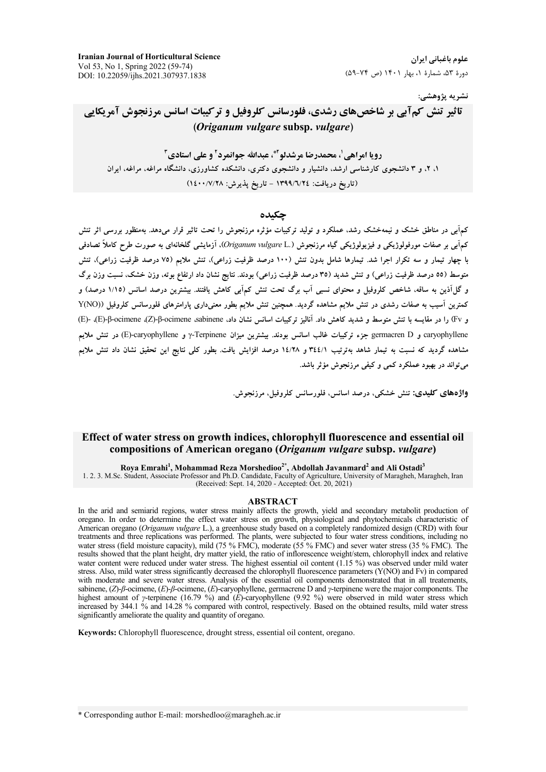Iranian Journal of Horticultural Science
Vol 53, No 1, Spring 2022 (59-74)
DOI: 10.22059/ijhs.2021.307937.1838

علوم باغبانی ایران
دورهٔ ۵۳، شمارهٔ ۱، بهار ۱۴۰۱ (ص ۷۴-۵۹)

نشریه پژوهشی:

# تاثیر تنش کم‌آبی بر شاخص‌های رشدی، فلورسانس کلروفیل و ترکیبات اسانس مرزنجوش آمریکایی (*Origanum vulgare* subsp. *vulgare*)

**رویا امراهی[۱]، محمدرضا مرشدلو[۲*]، عبدالله جوانمرد[۲] و علی استادی[۳]**

۱، ۲، و ۳ دانشجوی کارشناسی ارشد، دانشیار و دانشجوی دکتری، دانشکده کشاورزی، دانشگاه مراغه، مراغه، ایران

(تاریخ دریافت: ۱۳۹۹/۶/۲۴ - تاریخ پذیرش: ۱۴۰۰/۷/۲۸)

## چکیده

کم‌آبی در مناطق خشک و نیمه‌خشک رشد، عملکرد و تولید ترکیبات مؤثره مرزنجوش را تحت تاثیر قرار می‌دهد. به‌منظور بررسی اثر تنش کم‌آبی بر صفات مورفولوژیکی و فیزیولوژیکی گیاه مرزنجوش (*Origanum vulgare* L.)، آزمایشی گلخانه‌ای به صورت طرح کاملاً تصادفی با چهار تیمار و سه تکرار اجرا شد. تیمارها شامل بدون تنش (۱۰۰ درصد ظرفیت زراعی)، تنش ملایم (۷۵ درصد ظرفیت زراعی)، تنش متوسط (۵۵ درصد ظرفیت زراعی) و تنش شدید (۳۵ درصد ظرفیت زراعی) بودند. نتایج نشان داد ارتفاع بوته، وزن خشک، نسبت وزن برگ و گل‌آذین به ساقه، شاخص کلروفیل و محتوای نسبی آب برگ تحت تنش کم‌آبی کاهش یافتند. بیشترین درصد اسانس (۱/۱۵ درصد) و کمترین آسیب به صفات رشدی در تنش ملایم مشاهده گردید. همچنین تنش ملایم بطور معنی‌داری پارامترهای فلورسانس کلروفیل (Y(NO) و Fv) را در مقایسه با تنش متوسط و شدید کاهش داد. آنالیز ترکیبات اسانس نشان داد، sabinene، (Z)-β-ocimene، (E)-β-ocimene، (E)-caryophyllene و germacren D جزء ترکیبات غالب اسانس بودند. بیشترین میزان γ-Terpinene و (E)-caryophyllene در تنش ملایم مشاهده گردید که نسبت به تیمار شاهد به‌ترتیب ۳۴۴/۱ و ۱۴/۲۸ درصد افزایش یافت. بطور کلی نتایج این تحقیق نشان داد تنش ملایم می‌تواند در بهبود عملکرد کمی و کیفی مرزنجوش مؤثر باشد.

**واژه‌های کلیدی:** تنش خشکی، درصد اسانس، فلورسانس کلروفیل، مرزنجوش.

# Effect of water stress on growth indices, chlorophyll fluorescence and essential oil compositions of American oregano (*Origanum vulgare* subsp. *vulgare*)

**Roya Emrahi[1], Mohammad Reza Morshedloo[2*], Abdollah Javanmard[2] and Ali Ostadi[3]**

1. 2. 3. M.Sc. Student, Associate Professor and Ph.D. Candidate, Faculty of Agriculture, University of Maragheh, Maragheh, Iran
(Received: Sept. 14, 2020 - Accepted: Oct. 20, 2021)

## ABSTRACT

In the arid and semiarid regions, water stress mainly affects the growth, yield and secondary metabolit production of oregano. In order to determine the effect water stress on growth, physiological and phytochemicals characteristic of American oregano (*Origanum vulgare* L.), a greenhouse study based on a completely randomized design (CRD) with four treatments and three replications was performed. The plants, were subjected to four water stress conditions, including no water stress (field moisture capacity), mild (75 % FMC), moderate (55 % FMC) and sever water stress (35 % FMC). The results showed that the plant height, dry matter yield, the ratio of inflorescence weight/stem, chlorophyll index and relative water content were reduced under water stress. The highest essential oil content (1.15 %) was observed under mild water stress. Also, mild water stress significantly decreased the chlorophyll fluorescence parameters (Y(NO) and Fv) in compared with moderate and severe water stress. Analysis of the essential oil components demonstrated that in all treatements, sabinene, (*Z*)-*β*-ocimene, (*E*)-*β*-ocimene, (*E*)-caryophyllene, germacrene D and *γ*-terpinene were the major components. The highest amount of *γ*-terpinene (16.79 %) and (*E*)-caryophyllene (9.92 %) were observed in mild water stress which increased by 344.1 % and 14.28 % compared with control, respectively. Based on the obtained results, mild water stress significantly ameliorate the quality and quantity of oregano.

**Keywords:** Chlorophyll fluorescence, drought stress, essential oil content, oregano.

\* Corresponding author E-mail: morshedloo@maragheh.ac.ir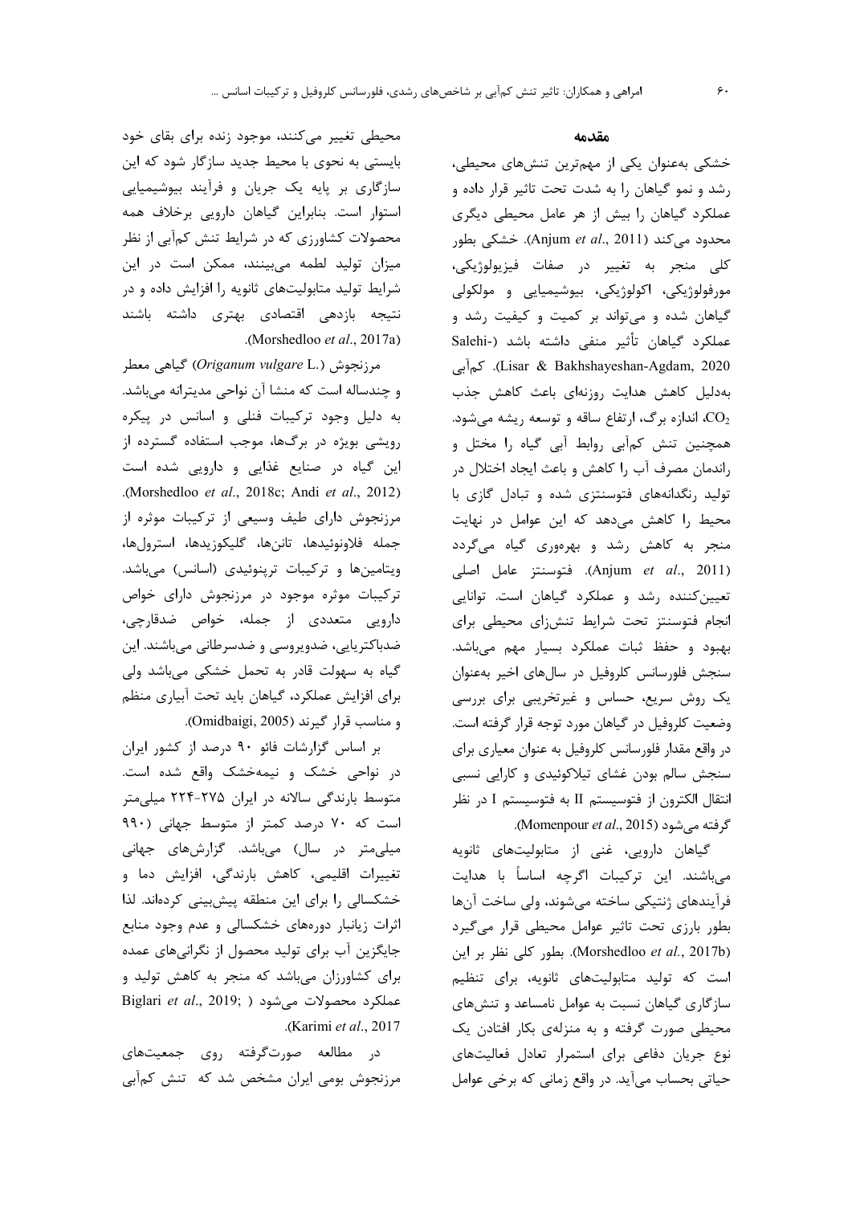## مقدمه

خشکی به‌عنوان یکی از مهم‌ترین تنش‌های محیطی، رشد و نمو گیاهان را به شدت تحت تاثیر قرار داده و عملکرد گیاهان را بیش از هر عامل محیطی دیگری محدود می‌کند (Anjum *et al*., 2011). خشکی بطور کلی منجر به تغییر در صفات فیزیولوژیکی، مورفولوژیکی، اکولوژیکی، بیوشیمیایی و مولکولی گیاهان شده و می‌تواند بر کمیت و کیفیت رشد و عملکرد گیاهان تأثیر منفی داشته باشد (Salehi-Lisar & Bakhshayeshan-Agdam, 2020). کم‌آبی به‌دلیل کاهش هدایت روزنه‌ای باعث کاهش جذب $CO_2$، اندازه برگ، ارتفاع ساقه و توسعه ریشه می‌شود. همچنین تنش کم‌آبی روابط آبی گیاه را مختل و راندمان مصرف آب را کاهش و باعث ایجاد اختلال در تولید رنگدانه‌های فتوسنتزی شده و تبادل گازی با محیط را کاهش می‌دهد که این عوامل در نهایت منجر به کاهش رشد و بهره‌وری گیاه می‌گردد (Anjum *et al*., 2011). فتوسنتز عامل اصلی تعیین‌کننده رشد و عملکرد گیاهان است. توانایی انجام فتوسنتز تحت شرایط تنش‌زای محیطی برای بهبود و حفظ ثبات عملکرد بسیار مهم می‌باشد. سنجش فلورسانس کلروفیل در سال‌های اخیر به‌عنوان یک روش سریع، حساس و غیرتخریبی برای بررسی وضعیت کلروفیل در گیاهان مورد توجه قرار گرفته است. در واقع مقدار فلورسانس کلروفیل به عنوان معیاری برای سنجش سالم بودن غشای تیلاکوئیدی و کارایی نسبی انتقال الکترون از فتوسیستم II به فتوسیستم I در نظر گرفته می‌شود (Momenpour *et al*., 2015).

گیاهان دارویی، غنی از متابولیت‌های ثانویه می‌باشند. این ترکیبات اگرچه اساساً با هدایت فرآیندهای ژنتیکی ساخته می‌شوند، ولی ساخت آن‌ها بطور بارزی تحت تاثیر عوامل محیطی قرار می‌گیرد (Morshedloo *et al*., 2017b). بطور کلی نظر بر این است که تولید متابولیت‌های ثانویه، برای تنظیم سازگاری گیاهان نسبت به عوامل نامساعد و تنش‌های محیطی صورت گرفته و به منزله‌ی بکار افتادن یک نوع جریان دفاعی برای استمرار تعادل فعالیت‌های حیاتی بحساب می‌آید. در واقع زمانی که برخی عوامل محیطی تغییر می‌کنند، موجود زنده برای بقای خود بایستی به نحوی با محیط جدید سازگار شود که این سازگاری بر پایه یک جریان و فرآیند بیوشیمیایی استوار است. بنابراین گیاهان دارویی برخلاف همه محصولات کشاورزی که در شرایط تنش کم‌آبی از نظر میزان تولید لطمه می‌بینند، ممکن است در این شرایط تولید متابولیت‌های ثانویه را افزایش داده و در نتیجه بازدهی اقتصادی بهتری داشته باشند (Morshedloo *et al*., 2017a).

مرزنجوش (*Origanum vulgare* L.) گیاهی معطر و چندساله است که منشا آن نواحی مدیترانه می‌باشد. به دلیل وجود ترکیبات فنلی و اسانس در پیکره رویشی بویژه در برگ‌ها، موجب استفاده گسترده از این گیاه در صنایع غذایی و دارویی شده است (Morshedloo *et al*., 2018c; Andi *et al*., 2012). مرزنجوش دارای طیف وسیعی از ترکیبات موثره از جمله فلاونوئیدها، تانن‌ها، گلیکوزیدها، استرول‌ها، ویتامین‌ها و ترکیبات ترپنوئیدی (اسانس) می‌باشد. ترکیبات موثره موجود در مرزنجوش دارای خواص دارویی متعددی از جمله، خواص ضدقارچی، ضدباکتریایی، ضدویروسی و ضدسرطانی می‌باشند. این گیاه به سهولت قادر به تحمل خشکی می‌باشد ولی برای افزایش عملکرد، گیاهان باید تحت آبیاری منظم و مناسب قرار گیرند (Omidbaigi, 2005).

بر اساس گزارشات فائو ۹۰ درصد از کشور ایران در نواحی خشک و نیمه‌خشک واقع شده است. متوسط بارندگی سالانه در ایران ۲۷۵-۲۲۴ میلی‌متر است که ۷۰ درصد کمتر از متوسط جهانی (۹۹۰ میلی‌متر در سال) می‌باشد. گزارش‌های جهانی تغییرات اقلیمی، کاهش بارندگی، افزایش دما و خشکسالی را برای این منطقه پیش‌بینی کرده‌اند. لذا اثرات زیانبار دوره‌های خشکسالی و عدم وجود منابع جایگزین آب برای تولید محصول از نگرانی‌های عمده برای کشاورزان می‌باشد که منجر به کاهش تولید و عملکرد محصولات می‌شود (Biglari *et al*., 2019; Karimi *et al*., 2017).

در مطالعه صورت‌گرفته روی جمعیت‌های مرزنجوش بومی ایران مشخص شد که تنش کم‌آبی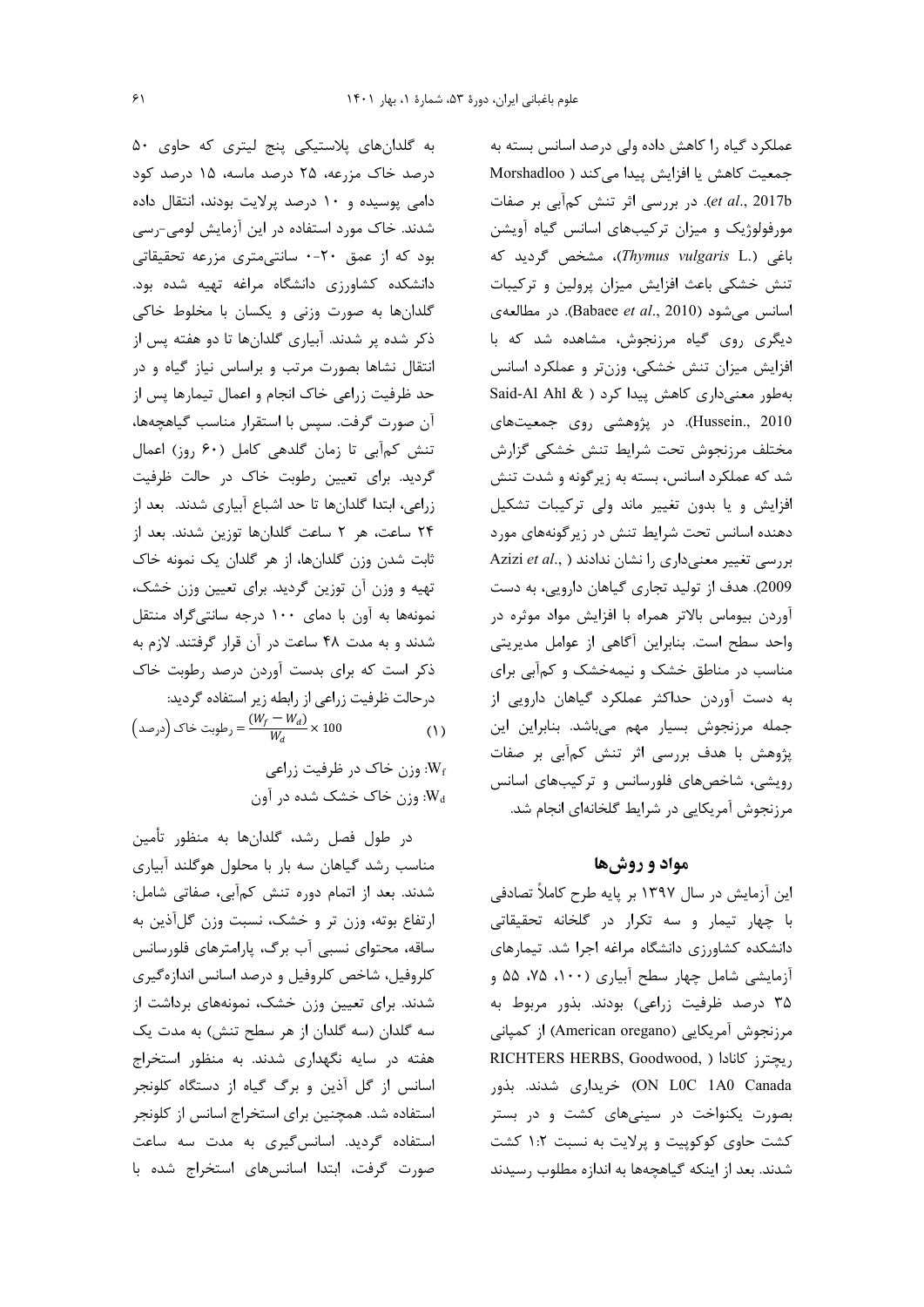عملکرد گیاه را کاهش داده ولی درصد اسانس بسته به جمعیت کاهش یا افزایش پیدا می‌کند (Morshadloo *et al*., 2017b). در بررسی اثر تنش کم‌آبی بر صفات مورفولوژیک و میزان ترکیب‌های اسانس گیاه آویشن باغی (*Thymus vulgaris* L.)، مشخص گردید که تنش خشکی باعث افزایش میزان پرولین و ترکیبات اسانس می‌شود (Babaee *et al*., 2010). در مطالعه‌ی دیگری روی گیاه مرزنجوش، مشاهده شد که با افزایش میزان تنش خشکی، وزن‌تر و عملکرد اسانس به‌طور معنی‌داری کاهش پیدا کرد (Said-Al Ahl & Hussein., 2010). در پژوهشی روی جمعیت‌های مختلف مرزنجوش تحت شرایط تنش خشکی گزارش شد که عملکرد اسانس، بسته به زیرگونه و شدت تنش افزایش و یا بدون تغییر ماند ولی ترکیبات تشکیل دهنده اسانس تحت شرایط تنش در زیرگونه‌های مورد بررسی تغییر معنی‌داری را نشان ندادند (Azizi *et al*., 2009). هدف از تولید تجاری گیاهان دارویی، به دست آوردن بیوماس بالاتر همراه با افزایش مواد موثره در واحد سطح است. بنابراین آگاهی از عوامل مدیریتی مناسب در مناطق خشک و نیمه‌خشک و کم‌آبی برای به دست آوردن حداکثر عملکرد گیاهان دارویی از جمله مرزنجوش بسیار مهم می‌باشد. بنابراین این پژوهش با هدف بررسی اثر تنش کم‌آبی بر صفات رویشی، شاخص‌های فلورسانس و ترکیب‌های اسانس مرزنجوش آمریکایی در شرایط گلخانه‌ای انجام شد.

## مواد و روش‌ها

این آزمایش در سال ۱۳۹۷ بر پایه طرح کاملاً تصادفی با چهار تیمار و سه تکرار در گلخانه تحقیقاتی دانشکده کشاورزی دانشگاه مراغه اجرا شد. تیمارهای آزمایشی شامل چهار سطح آبیاری (۱۰۰، ۷۵، ۵۵ و ۳۵ درصد ظرفیت زراعی) بودند. بذور مربوط به مرزنجوش آمریکایی (American oregano) از کمپانی ریچترز کانادا (RICHTERS HERBS, Goodwood, ON L0C 1A0 Canada) خریداری شدند. بذور بصورت یکنواخت در سینی‌های کشت و در بستر کشت حاوی کوکوپیت و پرلایت به نسبت ۱:۲ کشت شدند. بعد از اینکه گیاهچه‌ها به اندازه مطلوب رسیدند به گلدان‌های پلاستیکی پنج لیتری که حاوی ۵۰ درصد خاک مزرعه، ۲۵ درصد ماسه، ۱۵ درصد کود دامی پوسیده و ۱۰ درصد پرلایت بودند، انتقال داده شدند. خاک مورد استفاده در این آزمایش لومی-رسی بود که از عمق ۲۰-۰ سانتی‌متری مزرعه تحقیقاتی دانشکده کشاورزی دانشگاه مراغه تهیه شده بود. گلدان‌ها به صورت وزنی و یکسان با مخلوط خاکی ذکر شده پر شدند. آبیاری گلدان‌ها تا دو هفته پس از انتقال نشاها بصورت مرتب و براساس نیاز گیاه و در حد ظرفیت زراعی خاک انجام و اعمال تیمارها پس از آن صورت گرفت. سپس با استقرار مناسب گیاهچه‌ها، تنش کم‌آبی تا زمان گلدهی کامل (۶۰ روز) اعمال گردید. برای تعیین رطوبت خاک در حالت ظرفیت زراعی، ابتدا گلدان‌ها تا حد اشباع آبیاری شدند. بعد از ۲۴ ساعت، هر ۲ ساعت گلدان‌ها توزین شدند. بعد از ثابت شدن وزن گلدان‌ها، از هر گلدان یک نمونه خاک تهیه و وزن آن توزین گردید. برای تعیین وزن خشک، نمونه‌ها به آون با دمای ۱۰۰ درجه سانتی‌گراد منتقل شدند و به مدت ۴۸ ساعت در آن قرار گرفتند. لازم به ذکر است که برای بدست آوردن درصد رطوبت خاک درحالت ظرفیت زراعی از رابطه زیر استفاده گردید:

$$\text{رطوبت خاک (درصد)} = \frac{(W_f - W_d)}{W_d} \times 100 \qquad (1)$$

$W_f$: وزن خاک در ظرفیت زراعی

$W_d$: وزن خاک خشک شده در آون

در طول فصل رشد، گلدان‌ها به منظور تأمین مناسب رشد گیاهان سه بار با محلول هوگلند آبیاری شدند. بعد از اتمام دوره تنش کم‌آبی، صفاتی شامل: ارتفاع بوته، وزن تر و خشک، نسبت وزن گل‌آذین به ساقه، محتوای نسبی آب برگ، پارامترهای فلورسانس کلروفیل، شاخص کلروفیل و درصد اسانس اندازه‌گیری شدند. برای تعیین وزن خشک، نمونه‌های برداشت از سه گلدان (سه گلدان از هر سطح تنش) به مدت یک هفته در سایه نگهداری شدند. به منظور استخراج اسانس از گل آذین و برگ گیاه از دستگاه کلونجر استفاده شد. همچنین برای استخراج اسانس از کلونجر استفاده گردید. اسانس‌گیری به مدت سه ساعت صورت گرفت، ابتدا اسانس‌های استخراج شده با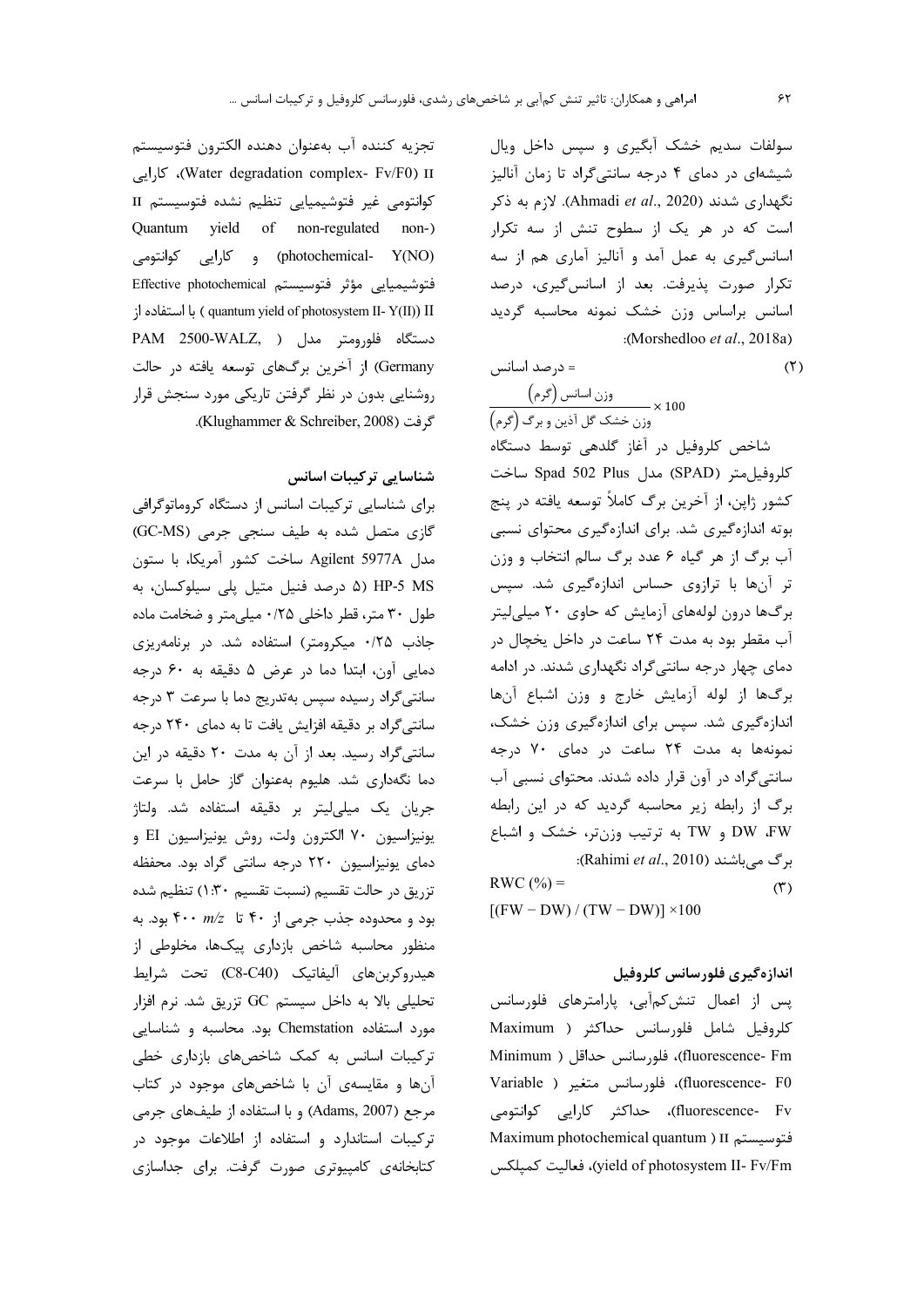سولفات سدیم خشک آبگیری و سپس داخل ویال شیشه‌ای در دمای ۴ درجه سانتی‌گراد تا زمان آنالیز نگهداری شدند (Ahmadi *et al*., 2020). لازم به ذکر است که در هر یک از سطوح تنش از سه تکرار اسانس‌گیری به عمل آمد و آنالیز آماری هم از سه تکرار صورت پذیرفت. بعد از اسانس‌گیری، درصد اسانس براساس وزن خشک نمونه محاسبه گردید (Morshedloo *et al*., 2018a):

$$\text{درصد اسانس} = \frac{\text{وزن اسانس (گرم)}}{\text{وزن خشک گل آذین و برگ (گرم)}} \times 100 \qquad (۲)$$

شاخص کلروفیل در آغاز گلدهی توسط دستگاه کلروفیل‌متر (SPAD) مدل Spad 502 Plus ساخت کشور ژاپن، از آخرین برگ کاملاً توسعه یافته در پنج بوته اندازه‌گیری شد. برای اندازه‌گیری محتوای نسبی آب برگ از هر گیاه ۶ عدد برگ سالم انتخاب و وزن تر آن‌ها با ترازوی حساس اندازه‌گیری شد. سپس برگ‌ها درون لوله‌های آزمایش که حاوی ۲۰ میلی‌لیتر آب مقطر بود به مدت ۲۴ ساعت در داخل یخچال در دمای چهار درجه سانتی‌گراد نگهداری شدند. در ادامه برگ‌ها از لوله آزمایش خارج و وزن اشباع آن‌ها اندازه‌گیری شد. سپس برای اندازه‌گیری وزن خشک، نمونه‌ها به مدت ۲۴ ساعت در دمای ۷۰ درجه سانتی‌گراد در آون قرار داده شدند. محتوای نسبی آب برگ از رابطه زیر محاسبه گردید که در این رابطه FW، DW و TW به ترتیب وزن‌تر، خشک و اشباع برگ می‌باشند (Rahimi *et al*., 2010):

$$RWC (\%) = [(FW - DW) / (TW - DW)] \times 100 \qquad (۳)$$

### اندازه‌گیری فلورسانس کلروفیل

پس از اعمال تنش‌کم‌آبی، پارامترهای فلورسانس کلروفیل شامل فلورسانس حداکثر (Maximum fluorescence- Fm)، فلورسانس حداقل (Minimum fluorescence- F0)، فلورسانس متغیر (Variable fluorescence- Fv)، حداکثر کارایی کوانتومی فتوسیستم II (Maximum photochemical quantum yield of photosystem II- Fv/Fm)، فعالیت کمپلکس تجزیه کننده آب به‌عنوان دهنده الکترون فتوسیستم II (Water degradation complex- Fv/F0)، کارایی کوانتومی غیر فتوشیمیایی تنظیم نشده فتوسیستم II (Quantum yield of non-regulated non-photochemical- Y(NO)) و کارایی کوانتومی فتوشیمیایی مؤثر فتوسیستم II (Effective photochemical quantum yield of photosystem II- Y(II)) با استفاده از دستگاه فلورومتر مدل (PAM 2500-WALZ, Germany) از آخرین برگ‌های توسعه یافته در حالت روشنایی بدون در نظر گرفتن تاریکی مورد سنجش قرار گرفت (Klughammer & Schreiber, 2008).

### شناسایی ترکیبات اسانس

برای شناسایی ترکیبات اسانس از دستگاه کروماتوگرافی گازی متصل شده به طیف سنجی جرمی (GC-MS) مدل Agilent 5977A ساخت کشور آمریکا، با ستون HP-5 MS (۵ درصد فنیل متیل پلی سیلوکسان، به طول ۳۰ متر، قطر داخلی ۰/۲۵ میلی‌متر و ضخامت ماده جاذب ۰/۲۵ میکرومتر) استفاده شد. در برنامه‌ریزی دمایی آون، ابتدا دما در عرض ۵ دقیقه به ۶۰ درجه سانتی‌گراد رسیده سپس به‌تدریج دما با سرعت ۳ درجه سانتی‌گراد بر دقیقه افزایش یافت تا به دمای ۲۴۰ درجه سانتی‌گراد رسید. بعد از آن به مدت ۲۰ دقیقه در این دما نگه‌داری شد. هلیوم به‌عنوان گاز حامل با سرعت جریان یک میلی‌لیتر بر دقیقه استفاده شد. ولتاژ یونیزاسیون ۷۰ الکترون ولت، روش یونیزاسیون EI و دمای یونیزاسیون ۲۲۰ درجه سانتی گراد بود. محفظه تزریق در حالت تقسیم (نسبت تقسیم ۱:۳۰) تنظیم شده بود و محدوده جذب جرمی از ۴۰ تا $m/z$ ۴۰۰ بود. به منظور محاسبه شاخص بازداری پیک‌ها، مخلوطی از هیدروکربن‌های آلیفاتیک (C8-C40) تحت شرایط تحلیلی بالا به داخل سیستم GC تزریق شد. نرم افزار مورد استفاده Chemstation بود. محاسبه و شناسایی ترکیبات اسانس به کمک شاخص‌های بازداری خطی آن‌ها و مقایسه‌ی آن با شاخص‌های موجود در کتاب مرجع (Adams, 2007) و با استفاده از طیف‌های جرمی ترکیبات استاندارد و استفاده از اطلاعات موجود در کتابخانه‌ی کامپیوتری صورت گرفت. برای جداسازی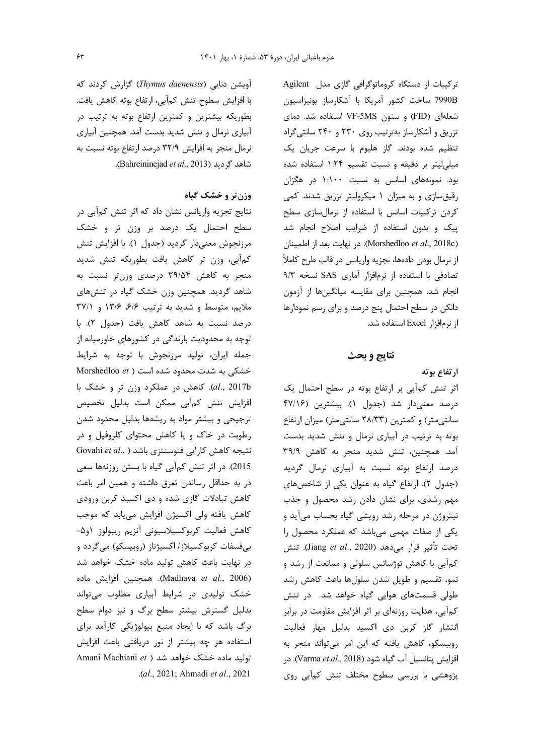ترکیبات از دستگاه کروماتوگرافی گازی مدل Agilent 7990B ساخت کشور آمریکا با آشکارساز یونیزاسیون شعله‌ای (FID) و ستون VF-5MS استفاده شد. دمای تزریق و آشکارساز به‌ترتیب روی ۲۳۰ و ۲۴۰ سانتی‌گراد تنظیم شده بودند. گاز هلیوم با سرعت جریان یک میلی‌لیتر بر دقیقه و نسبت تقسیم ۱:۲۴ استفاده شده بود. نمونه‌های اسانس به نسبت ۱:۱۰۰ در هگزان رقیق‌سازی و به میزان ۱ میکرولیتر تزریق شدند. کمی کردن ترکیبات اسانس با استفاده از نرمال‌سازی سطح پیک و بدون استفاده از ضرایب اصلاح انجام شد (Morshedloo *et al*., 2018c). در نهایت بعد از اطمینان از نرمال بودن داده‌ها، تجزیه واریانس در قالب طرح کاملاً تصادفی با استفاده از نرم‌افزار آماری SAS نسخه ۹/۳ انجام شد. همچنین برای مقایسه میانگین‌ها از آزمون دانکن در سطح احتمال پنج درصد و برای رسم نمودارها از نرم‌افزار Excel استفاده شد.

## نتایج و بحث

### ارتفاع بوته

اثر تنش کم‌آبی بر ارتفاع بوته در سطح احتمال یک درصد معنی‌دار شد (جدول ۱). بیشترین (۴۷/۱۶ سانتی‌متر) و کمترین (۲۸/۳۳ سانتی‌متر) میزان ارتفاع بوته به ترتیب در آبیاری نرمال و تنش شدید بدست آمد. همچنین، تنش شدید منجر به کاهش ۳۹/۹ درصد ارتفاع بوته نسبت به آبیاری نرمال گردید (جدول ۲). ارتفاع گیاه به عنوان یکی از شاخص‌های مهم رشدی، برای نشان دادن رشد محصول و جذب نیتروژن در مرحله رشد رویشی گیاه بحساب می‌آید و یکی از صفات مهمی می‌باشد که عملکرد محصول را تحت تأثیر قرار می‌دهد (Jiang *et al*., 2020). تنش کم‌آبی با کاهش توژسانس سلولی و ممانعت از رشد و نمو، تقسیم و طویل شدن سلول‌ها باعث کاهش رشد طولی قسمت‌های هوایی گیاه خواهد شد. در تنش کم‌آبی، هدایت روزنه‌ای بر اثر افزایش مقاومت در برابر انتشار گاز کربن دی اکسید بدلیل مهار فعالیت روبیسکو، کاهش یافته که این امر می‌تواند منجر به افزایش پتانسیل آب گیاه شود (Varma *et al*., 2018). در پژوهشی با بررسی سطوح مختلف تنش کم‌آبی روی آویشن دنایی (*Thymus daenensis*) گزارش کردند که با افزایش سطوح تنش کم‌آبی، ارتفاع بوته کاهش یافت. بطوریکه بیشترین و کمترین ارتفاع بوته به ترتیب در آبیاری نرمال و تنش شدید بدست آمد. همچنین آبیاری نرمال منجر به افزایش ۳۲/۹ درصد ارتفاع بوته نسبت به شاهد گردید (Bahreininejad *et al*., 2013).

### وزن‌تر و خشک گیاه

نتایج تجزیه واریانس نشان داد که اثر تنش کم‌آبی در سطح احتمال یک درصد بر وزن تر و خشک مرزنجوش معنی‌دار گردید (جدول ۱). با افزایش تنش کم‌آبی، وزن تر کاهش یافت بطوریکه تنش شدید منجر به کاهش ۳۹/۵۴ درصدی وزن‌تر نسبت به شاهد گردید. همچنین وزن خشک گیاه در تنش‌های ملایم، متوسط و شدید به ترتیب ۶/۶، ۱۳/۶ و ۳۷/۱ درصد نسبت به شاهد کاهش یافت (جدول ۲). با توجه به محدودیت بارندگی در کشورهای خاورمیانه از جمله ایران، تولید مرزنجوش با توجه به شرایط خشکی به شدت محدود شده است (Morshedloo *et al*., 2017b). کاهش در عملکرد وزن تر و خشک با افزایش تنش کم‌آبی ممکن است بدلیل تخصیص ترجیحی و بیشتر مواد به ریشه‌ها بدلیل محدود شدن رطوبت در خاک و یا کاهش محتوای کلروفیل و در نتیجه کاهش کارایی فتوسنتزی باشد (Govahi *et al*., 2015). در اثر تنش کم‌آبی گیاه با بستن روزنه‌ها سعی در به حداقل رساندن تعرق داشته و همین امر باعث کاهش تبادلات گازی شده و دی اکسید کربن ورودی کاهش یافته ولی اکسیژن افزایش می‌یابد که موجب کاهش فعالیت کربوکسیلاسیونی آنزیم ریبولوز ۱و۵-بی‌فسفات کربوکسیلاز/ اکسیژناز (روبیسکو) می‌گردد و در نهایت باعث کاهش تولید ماده خشک خواهد شد (Madhava *et al*., 2006). همچنین افزایش ماده خشک تولیدی در شرایط آبیاری مطلوب می‌تواند بدلیل گسترش بیشتر سطح برگ و نیز دوام سطح برگ باشد که با ایجاد منبع بیولوژیکی کارآمد برای استفاده هر چه بیشتر از نور دریافتی باعث افزایش تولید ماده خشک خواهد شد (Amani Machiani *et al*., 2021; Ahmadi *et al*., 2021).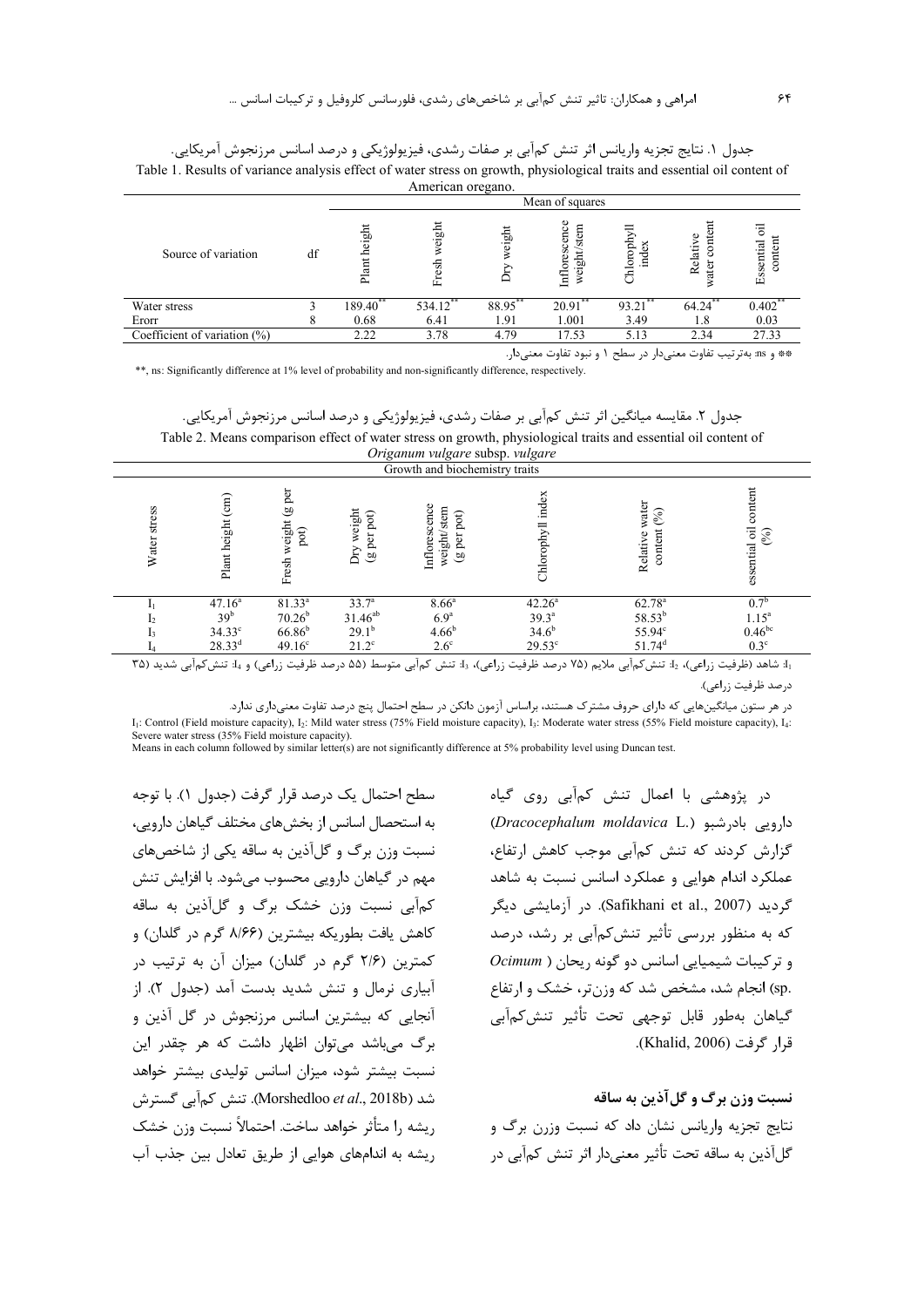جدول ۱. نتایج تجزیه واریانس اثر تنش کم‌آبی بر صفات رشدی، فیزیولوژیکی و درصد اسانس مرزنجوش آمریکایی.

Table 1. Results of variance analysis effect of water stress on growth, physiological traits and essential oil content of American oregano.

| Source of variation | df | Mean of squares | | | | | | |
|---|---|---|---|---|---|---|---|---|
| | | Plant height | Fresh weight | Dry weight | Inflorescence weight/stem | Chlorophyll index | Relative water content | Essential oil content |
| Water stress | 3 | 189.40** | 534.12** | 88.95** | 20.91** | 93.21** | 64.24** | 0.402** |
| Erorr | 8 | 0.68 | 6.41 | 1.91 | 1.001 | 3.49 | 1.8 | 0.03 |
| Coefficient of variation (%) | | 2.22 | 3.78 | 4.79 | 17.53 | 5.13 | 2.34 | 27.33 |

** و ns: به‌ترتیب تفاوت معنی‌دار در سطح ۱ و نبود تفاوت معنی‌دار.

**, ns: Significantly difference at 1% level of probability and non-significantly difference, respectively.

جدول ۲. مقایسه میانگین اثر تنش کم‌آبی بر صفات رشدی، فیزیولوژیکی و درصد اسانس مرزنجوش آمریکایی.

Table 2. Means comparison effect of water stress on growth, physiological traits and essential oil content of *Origanum vulgare* subsp. *vulgare*

| Water stress | Growth and biochemistry traits | | | | | | |
|---|---|---|---|---|---|---|---|
| | Plant height (cm) | Fresh weight (g per pot) | Dry weight (g per pot) | Inflorescence weight/stem (g per pot) | Chlorophyll index | Relative water content (%) | essential oil content (%) |
| $I_1$ | 47.16[a] | 81.33[a] | 33.7[a] | 8.66[a] | 42.26[a] | 62.78[a] | 0.7[b] |
| $I_2$ | 39[b] | 70.26[b] | 31.46[ab] | 6.9[a] | 39.3[a] | 58.53[b] | 1.15[a] |
| $I_3$ | 34.33[c] | 66.86[b] | 29.1[b] | 4.66[b] | 34.6[b] | 55.94[c] | 0.46[bc] |
| $I_4$ | 28.33[d] | 49.16[c] | 21.2[c] | 2.6[c] | 29.53[c] | 51.74[d] | 0.3[c] |

$I_1$: شاهد (ظرفیت زراعی)، $I_2$: تنش‌کم‌آبی ملایم (۷۵ درصد ظرفیت زراعی)، $I_3$: تنش کم‌آبی متوسط (۵۵ درصد ظرفیت زراعی) و $I_4$: تنش‌کم‌آبی شدید (۳۵ درصد ظرفیت زراعی).

در هر ستون میانگین‌هایی که دارای حروف مشترک هستند، براساس آزمون دانکن در سطح احتمال پنج درصد تفاوت معنی‌داری ندارد.

$I_1$: Control (Field moisture capacity), $I_2$: Mild water stress (75% Field moisture capacity), $I_3$: Moderate water stress (55% Field moisture capacity), $I_4$: Severe water stress (35% Field moisture capacity).

Means in each column followed by similar letter(s) are not significantly difference at 5% probability level using Duncan test.

در پژوهشی با اعمال تنش کم‌آبی روی گیاه دارویی بادرشبو (*Dracocephalum moldavica* L.) گزارش کردند که تنش کم‌آبی موجب کاهش ارتفاع، عملکرد اندام هوایی و عملکرد اسانس نسبت به شاهد گردید (Safikhani et al., 2007). در آزمایشی دیگر که به منظور بررسی تأثیر تنش‌کم‌آبی بر رشد، درصد و ترکیبات شیمیایی اسانس دو گونه ریحان (*Ocimum* sp.) انجام شد، مشخص شد که وزن‌تر، خشک و ارتفاع گیاهان به‌طور قابل توجهی تحت تأثیر تنش‌کم‌آبی قرار گرفت (Khalid, 2006).

### نسبت وزن برگ و گل‌آذین به ساقه

نتایج تجزیه واریانس نشان داد که نسبت وزرن برگ و گل‌آذین به ساقه تحت تأثیر معنی‌دار اثر تنش کم‌آبی در سطح احتمال یک درصد قرار گرفت (جدول ۱). با توجه به استحصال اسانس از بخش‌های مختلف گیاهان دارویی، نسبت وزن برگ و گل‌آذین به ساقه یکی از شاخص‌های مهم در گیاهان دارویی محسوب می‌شود. با افزایش تنش کم‌آبی نسبت وزن خشک برگ و گل‌آذین به ساقه کاهش یافت بطوریکه بیشترین (۸/۶۶ گرم در گلدان) و کمترین (۲/۶ گرم در گلدان) میزان آن به ترتیب در آبیاری نرمال و تنش شدید بدست آمد (جدول ۲). از آنجایی که بیشترین اسانس مرزنجوش در گل آذین و برگ می‌باشد می‌توان اظهار داشت که هر چقدر این نسبت بیشتر شود، میزان اسانس تولیدی بیشتر خواهد شد (Morshedloo *et al*., 2018b). تنش کم‌آبی گسترش ریشه را متأثر خواهد ساخت. احتمالاً نسبت وزن خشک ریشه به اندام‌های هوایی از طریق تعادل بین جذب آب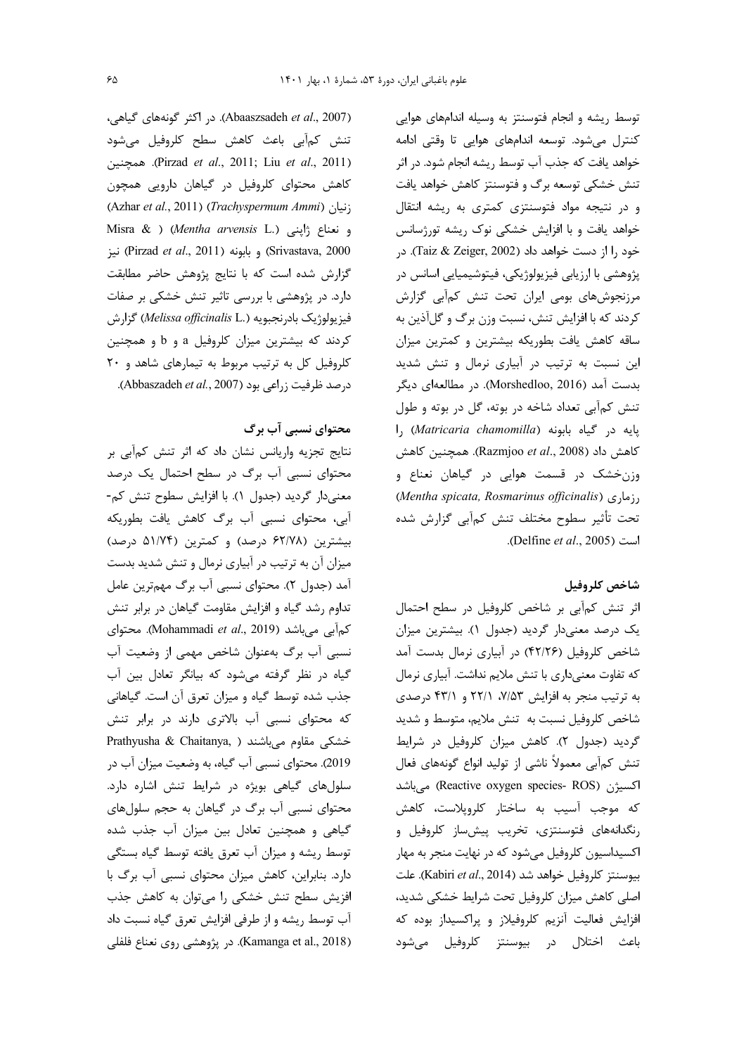توسط ریشه و انجام فتوسنتز به وسیله اندام‌های هوایی کنترل می‌شود. توسعه اندام‌های هوایی تا وقتی ادامه خواهد یافت که جذب آب توسط ریشه انجام شود. در اثر تنش خشکی توسعه برگ و فتوسنتز کاهش خواهد یافت و در نتیجه مواد فتوسنتزی کمتری به ریشه انتقال خواهد یافت و با افزایش خشکی نوک ریشه تورژسانس خود را از دست خواهد داد (Taiz & Zeiger, 2002). در پژوهشی با ارزیابی فیزیولوژیکی، فیتوشیمیایی اسانس در مرزنجوش‌های بومی ایران تحت تنش کم‌آبی گزارش کردند که با افزایش تنش، نسبت وزن برگ و گل‌آذین به ساقه کاهش یافت بطوریکه بیشترین و کمترین میزان این نسبت به ترتیب در آبیاری نرمال و تنش شدید بدست آمد (Morshedloo, 2016). در مطالعه‌ای دیگر تنش کم‌آبی تعداد شاخه در بوته، گل در بوته و طول پایه در گیاه بابونه (*Matricaria chamomilla*) را کاهش داد (Razmjoo *et al*., 2008). همچنین کاهش وزن‌خشک در قسمت هوایی در گیاهان نعناع و رزماری (*Mentha spicata, Rosmarinus officinalis*) تحت تأثیر سطوح مختلف تنش کم‌آبی گزارش شده است (Delfine *et al*., 2005).

### شاخص کلروفیل

اثر تنش کم‌آبی بر شاخص کلروفیل در سطح احتمال یک درصد معنی‌دار گردید (جدول ۱). بیشترین میزان شاخص کلروفیل (۴۲/۲۶) در آبیاری نرمال بدست آمد که تفاوت معنی‌داری با تنش ملایم نداشت. آبیاری نرمال به ترتیب منجر به افزایش ۷/۵۳، ۲۲/۱ و ۴۳/۱ درصدی شاخص کلروفیل نسبت به تنش ملایم، متوسط و شدید گردید (جدول ۲). کاهش میزان کلروفیل در شرایط تنش کم‌آبی معمولاً ناشی از تولید انواع گونه‌های فعال اکسیژن (Reactive oxygen species- ROS) می‌باشد که موجب آسیب به ساختار کلروپلاست، کاهش رنگدانه‌های فتوسنتزی، تخریب پیش‌ساز کلروفیل و اکسیداسیون کلروفیل می‌شود که در نهایت منجر به مهار بیوسنتز کلروفیل خواهد شد (Kabiri *et al*., 2014). علت اصلی کاهش میزان کلروفیل تحت شرایط خشکی شدید، افزایش فعالیت آنزیم کلروفیلاز و پراکسیداز بوده که باعث اختلال در بیوسنتز کلروفیل می‌شود (Abaaszsadeh *et al*., 2007). در اکثر گونه‌های گیاهی، تنش کم‌آبی باعث کاهش سطح کلروفیل می‌شود (Pirzad *et al*., 2011; Liu *et al*., 2011). همچنین کاهش محتوای کلروفیل در گیاهان دارویی همچون زنیان (*Trachyspermum Ammi*) (Azhar *et al*., 2011) و نعناع ژاپنی (*Mentha arvensis* L.) (Misra & Srivastava, 2000) و بابونه (Pirzad *et al*., 2011) نیز گزارش شده است که با نتایج پژوهش حاضر مطابقت دارد. در پژوهشی با بررسی تاثیر تنش خشکی بر صفات فیزیولوژیک بادرنجبویه (*Melissa officinalis* L.) گزارش کردند که بیشترین میزان کلروفیل a و b و همچنین کلروفیل کل به ترتیب مربوط به تیمارهای شاهد و ۲۰ درصد ظرفیت زراعی بود (Abbaszadeh *et al*., 2007).

### محتوای نسبی آب برگ

نتایج تجزیه واریانس نشان داد که اثر تنش کم‌آبی بر محتوای نسبی آب برگ در سطح احتمال یک درصد معنی‌دار گردید (جدول ۱). با افزایش سطوح تنش کم-آبی، محتوای نسبی آب برگ کاهش یافت بطوریکه بیشترین (۶۲/۷۸ درصد) و کمترین (۵۱/۷۴ درصد) میزان آن به ترتیب در آبیاری نرمال و تنش شدید بدست آمد (جدول ۲). محتوای نسبی آب برگ مهم‌ترین عامل تداوم رشد گیاه و افزایش مقاومت گیاهان در برابر تنش کم‌آبی می‌باشد (Mohammadi *et al*., 2019). محتوای نسبی آب برگ به‌عنوان شاخص مهمی از وضعیت آب گیاه در نظر گرفته می‌شود که بیانگر تعادل بین آب جذب شده توسط گیاه و میزان تعرق آن است. گیاهانی که محتوای نسبی آب بالاتری دارند در برابر تنش خشکی مقاوم می‌باشند (Prathyusha & Chaitanya, 2019). محتوای نسبی آب گیاه، به وضعیت میزان آب در سلول‌های گیاهی بویژه در شرایط تنش اشاره دارد. محتوای نسبی آب برگ در گیاهان به حجم سلول‌های گیاهی و همچنین تعادل بین میزان آب جذب شده توسط ریشه و میزان آب تعرق یافته توسط گیاه بستگی دارد. بنابراین، کاهش میزان محتوای نسبی آب برگ با افزیش سطح تنش خشکی را می‌توان به کاهش جذب آب توسط ریشه و از طرفی افزایش تعرق گیاه نسبت داد (Kamanga et al., 2018). در پژوهشی روی نعناع فلفلی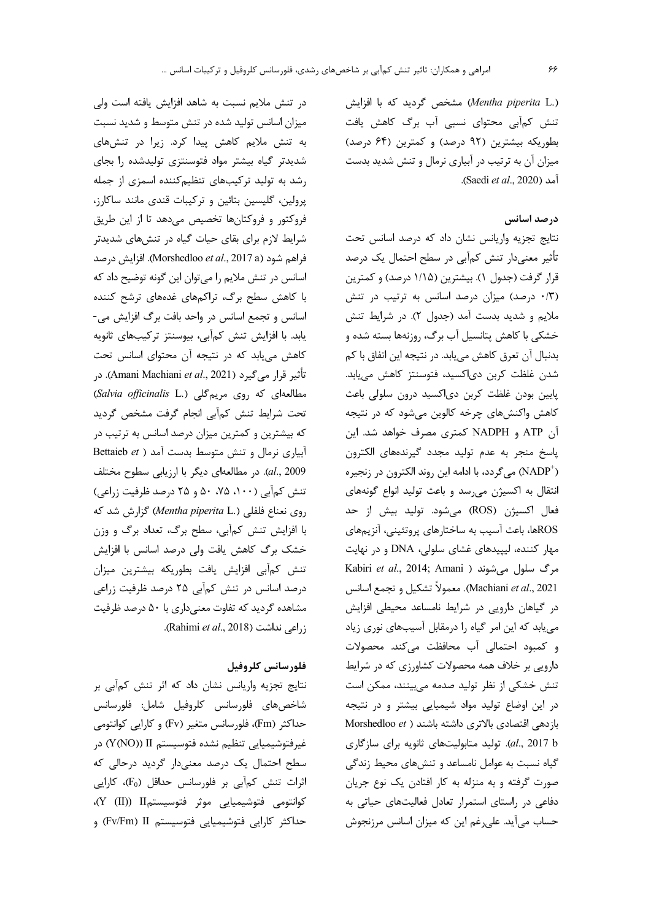(*Mentha piperita* L.) مشخص گردید که با افزایش تنش کم‌آبی محتوای نسبی آب برگ کاهش یافت بطوریکه بیشترین (۹۲ درصد) و کمترین (۶۴ درصد) میزان آن به ترتیب در آبیاری نرمال و تنش شدید بدست آمد (Saedi *et al*., 2020).

### درصد اسانس

نتایج تجزیه واریانس نشان داد که درصد اسانس تحت تأثیر معنی‌دار تنش کم‌آبی در سطح احتمال یک درصد قرار گرفت (جدول ۱). بیشترین (۱/۱۵ درصد) و کمترین (۰/۳ درصد) میزان درصد اسانس به ترتیب در تنش ملایم و شدید بدست آمد (جدول ۲). در شرایط تنش خشکی با کاهش پتانسیل آب برگ، روزنه‌ها بسته شده و بدنبال آن تعرق کاهش می‌یابد. در نتیجه این اتفاق با کم شدن غلظت کربن دی‌اکسید، فتوسنتز کاهش می‌یابد. پایین بودن غلظت کربن دی‌اکسید درون سلولی باعث کاهش واکنش‌های چرخه کالوین می‌شود که در نتیجه آن ATP و NADPH کمتری مصرف خواهد شد. این پاسخ منجر به عدم تولید مجدد گیرنده‌های الکترون ($NADP^+$) می‌گردد، با ادامه این روند الکترون در زنجیره انتقال به اکسیژن می‌رسد و باعث تولید انواع گونه‌های فعال اکسیژن (ROS) می‌شود. تولید بیش از حد ROSها، باعث آسیب به ساختارهای پروتئینی، آنزیم‌های مهار کننده، لیپیدهای غشای سلولی، DNA و در نهایت مرگ سلول می‌شوند (Kabiri *et al*., 2014; Amani Machiani *et al*., 2021). معمولاً تشکیل و تجمع اسانس در گیاهان دارویی در شرایط نامساعد محیطی افزایش می‌یابد که این امر گیاه را درمقابل آسیب‌های نوری زیاد و کمبود احتمالی آب محافظت می‌کند. محصولات دارویی بر خلاف همه محصولات کشاورزی که در شرایط تنش خشکی از نظر تولید صدمه می‌بینند، ممکن است در این اوضاع تولید مواد شیمیایی بیشتر و در نتیجه بازدهی اقتصادی بالاتری داشته باشند (Morshedloo *et al*., 2017 b). تولید متابولیت‌های ثانویه برای سازگاری گیاه نسبت به عوامل نامساعد و تنش‌های محیط زندگی صورت گرفته و به منزله به کار افتادن یک نوع جریان دفاعی در راستای استمرار تعادل فعالیت‌های حیاتی به حساب می‌آید. علی‌رغم این که میزان اسانس مرزنجوش در تنش ملایم نسبت به شاهد افزایش یافته است ولی میزان اسانس تولید شده در تنش متوسط و شدید نسبت به تنش ملایم کاهش پیدا کرد. زیرا در تنش‌های شدیدتر گیاه بیشتر مواد فتوسنتزی تولیدشده را بجای رشد به تولید ترکیب‌های تنظیم‌کننده اسمزی از جمله پرولین، گلیسین بتائین و ترکیبات قندی مانند ساکارز، فروکتور و فروکتان‌ها تخصیص می‌دهد تا از این طریق شرایط لازم برای بقای حیات گیاه در تنش‌های شدیدتر فراهم شود (Morshedloo *et al*., 2017 a). افزایش درصد اسانس در تنش ملایم را می‌توان این گونه توضیح داد که با کاهش سطح برگ، تراکم‌های غده‌های ترشح کننده اسانس و تجمع اسانس در واحد بافت برگ افزایش می‌یابد. با افزایش تنش کم‌آبی، بیوسنتز ترکیب‌های ثانویه کاهش می‌یابد که در نتیجه آن محتوای اسانس تحت تأثیر قرار می‌گیرد (Amani Machiani *et al*., 2021). در مطالعه‌ای که روی مریم‌گلی (*Salvia officinalis* L.) تحت شرایط تنش کم‌آبی انجام گرفت مشخص گردید که بیشترین و کمترین میزان درصد اسانس به ترتیب در آبیاری نرمال و تنش متوسط بدست آمد (Bettaieb *et al*., 2009). در مطالعه‌ای دیگر با ارزیابی سطوح مختلف تنش کم‌آبی (۱۰۰، ۷۵، ۵۰ و ۲۵ درصد ظرفیت زراعی) روی نعناع فلفلی (*Mentha piperita* L.) گزارش شد که با افزایش تنش کم‌آبی، سطح برگ، تعداد برگ و وزن خشک برگ کاهش یافت ولی درصد اسانس با افزایش تنش کم‌آبی افزایش یافت بطوریکه بیشترین میزان درصد اسانس در تنش کم‌آبی ۲۵ درصد ظرفیت زراعی مشاهده گردید که تفاوت معنی‌داری با ۵۰ درصد ظرفیت زراعی نداشت (Rahimi *et al*., 2018).

### فلورسانس کلروفیل

نتایج تجزیه واریانس نشان داد که اثر تنش کم‌آبی بر شاخص‌های فلورسانس کلروفیل شامل: فلورسانس حداکثر (Fm)، فلورسانس متغیر (Fv) و کارایی کوانتومی غیرفتوشیمیایی تنظیم نشده فتوسیستم II (Y(NO)) در سطح احتمال یک درصد معنی‌دار گردید درحالی که اثرات تنش کم‌آبی بر فلورسانس حداقل ($F_0$)، کارایی کوانتومی فتوشیمیایی موثر فتوسیستمII (Y (II))، حداکثر کارایی فتوشیمیایی فتوسیستم II (Fv/Fm) و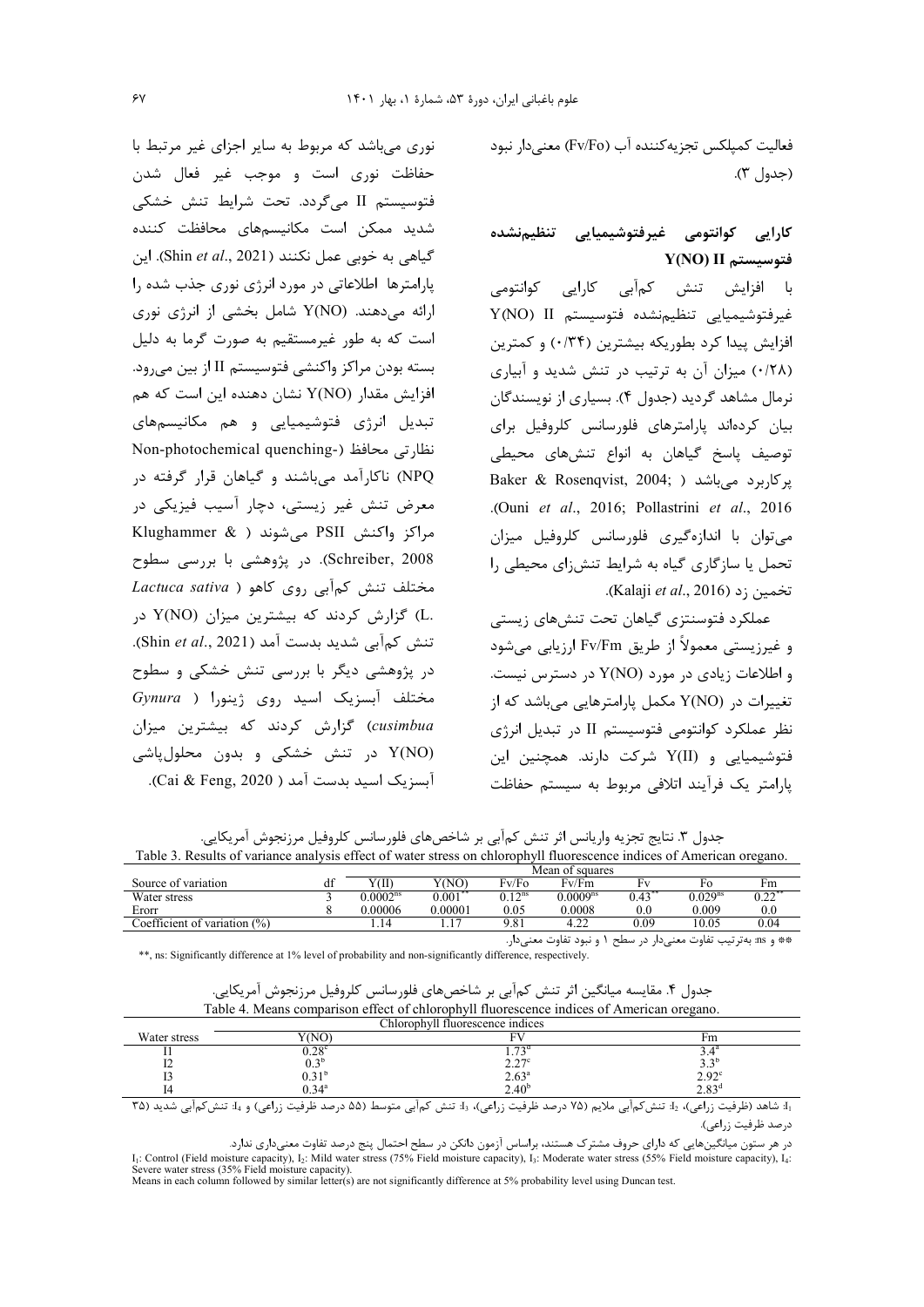فعالیت کمپلکس تجزیه‌کننده آب (Fv/Fo) معنی‌دار نبود (جدول ۳).

### کارایی کوانتومی غیرفتوشیمیایی تنظیم‌نشده فتوسیستم Y(NO) II

با افزایش تنش کم‌آبی کارایی کوانتومی غیرفتوشیمیایی تنظیم‌نشده فتوسیستم Y(NO) II افزایش پیدا کرد بطوریکه بیشترین (۰/۳۴) و کمترین (۰/۲۸) میزان آن به ترتیب در تنش شدید و آبیاری نرمال مشاهده گردید (جدول ۴). بسیاری از نویسندگان بیان کرده‌اند پارامترهای فلورسانس کلروفیل برای توصیف پاسخ گیاهان به انواع تنش‌های محیطی پرکاربرد می‌باشد (Baker & Rosenqvist, 2004; Ouni *et al*., 2016; Pollastrini *et al*., 2016). می‌توان با اندازه‌گیری فلورسانس کلروفیل میزان تحمل یا سازگاری گیاه به شرایط تنش‌زای محیطی را تخمین زد (Kalaji *et al*., 2016).

عملکرد فتوسنتزی گیاهان تحت تنش‌های زیستی و غیرزیستی معمولاً از طریق Fv/Fm ارزیابی می‌شود و اطلاعات زیادی در مورد Y(NO) در دسترس نیست. تغییرات در Y(NO) مکمل پارامترهایی می‌باشد که از نظر عملکرد کوانتومی فتوسیستم II در تبدیل انرژی فتوشیمیایی و Y(II) شرکت دارند. همچنین این پارامتر یک فرآیند اتلافی مربوط به سیستم حفاظت نوری می‌باشد که مربوط به سایر اجزای غیر مرتبط با حفاظت نوری است و موجب غیر فعال شدن فتوسیستم II می‌گردد. تحت شرایط تنش خشکی شدید ممکن است مکانیسم‌های محافظت کننده گیاهی به خوبی عمل نکنند (Shin *et al*., 2021). این پارامترها اطلاعاتی در مورد انرژی نوری جذب شده را ارائه می‌دهند. Y(NO) شامل بخشی از انرژی نوری است که به طور غیرمستقیم به صورت گرما به دلیل بسته بودن مراکز واکنشی فتوسیستم II از بین می‌رود. افزایش مقدار Y(NO) نشان دهنده این است که هم تبدیل انرژی فتوشیمیایی و هم مکانیسم‌های نظارتی محافظ (Non-photochemical quenching-NPQ) ناکارآمد می‌باشند و گیاهان قرار گرفته در معرض تنش غیر زیستی، دچار آسیب فیزیکی در مراکز واکنش PSII می‌شوند (Klughammer & Schreiber, 2008). در پژوهشی با بررسی سطوح مختلف تنش کم‌آبی روی کاهو (*Lactuca sativa* L.) گزارش کردند که بیشترین میزان Y(NO) در تنش کم‌آبی شدید بدست آمد (Shin *et al*., 2021). در پژوهشی دیگر با بررسی تنش خشکی و سطوح مختلف آبسزیک اسید روی ژینورا (*Gynura cusimbua*) گزارش کردند که بیشترین میزان Y(NO) در تنش خشکی و بدون محلول‌پاشی آبسزیک اسید بدست آمد (Cai & Feng, 2020).

جدول ۳. نتایج تجزیه واریانس اثر تنش کم‌آبی بر شاخص‌های فلورسانس کلروفیل مرزنجوش آمریکایی.

Table 3. Results of variance analysis effect of water stress on chlorophyll fluorescence indices of American oregano.

| Source of variation | df | Mean of squares | | | | | | |
|---|---|---|---|---|---|---|---|---|
| | | Y(II) | Y(NO) | Fv/Fo | Fv/Fm | Fv | Fo | Fm |
| Water stress | 3 | 0.0002[ns] | 0.001[**] | 0.12[ns] | 0.0009[ns] | 0.43[**] | 0.029[ns] | 0.22[**] |
| Erorr | 8 | 0.00006 | 0.00001 | 0.05 | 0.0008 | 0.0 | 0.009 | 0.0 |
| Coefficient of variation (%) | | 1.14 | 1.17 | 9.81 | 4.22 | 0.09 | 10.05 | 0.04 |

** و ns: به‌ترتیب تفاوت معنی‌دار در سطح ۱ و نبود تفاوت معنی‌دار.

**, ns: Significantly difference at 1% level of probability and non-significantly difference, respectively.

جدول ۴. مقایسه میانگین اثر تنش کم‌آبی بر شاخص‌های فلورسانس کلروفیل مرزنجوش آمریکایی.

Table 4. Means comparison effect of chlorophyll fluorescence indices of American oregano.

| Water stress | Chlorophyll fluorescence indices | | |
|---|---|---|---|
| | Y(NO) | FV | Fm |
| I1 | 0.28[c] | 1.73[d] | 3.4[a] |
| I2 | 0.3[b] | 2.27[c] | 3.3[b] |
| I3 | 0.31[b] | 2.63[a] | 2.92[c] |
| I4 | 0.34[a] | 2.40[b] | 2.83[d] |

I1: شاهد (ظرفیت زراعی)، I2: تنش‌کم‌آبی ملایم (۷۵ درصد ظرفیت زراعی)، I3: تنش کم‌آبی متوسط (۵۵ درصد ظرفیت زراعی) و I4: تنش‌کم‌آبی شدید (۳۵ درصد ظرفیت زراعی).

در هر ستون میانگین‌هایی که دارای حروف مشترک هستند، براساس آزمون دانکن در سطح احتمال پنج درصد تفاوت معنی‌داری ندارد.

I1: Control (Field moisture capacity), I2: Mild water stress (75% Field moisture capacity), I3: Moderate water stress (55% Field moisture capacity), I4: Severe water stress (35% Field moisture capacity).

Means in each column followed by similar letter(s) are not significantly difference at 5% probability level using Duncan test.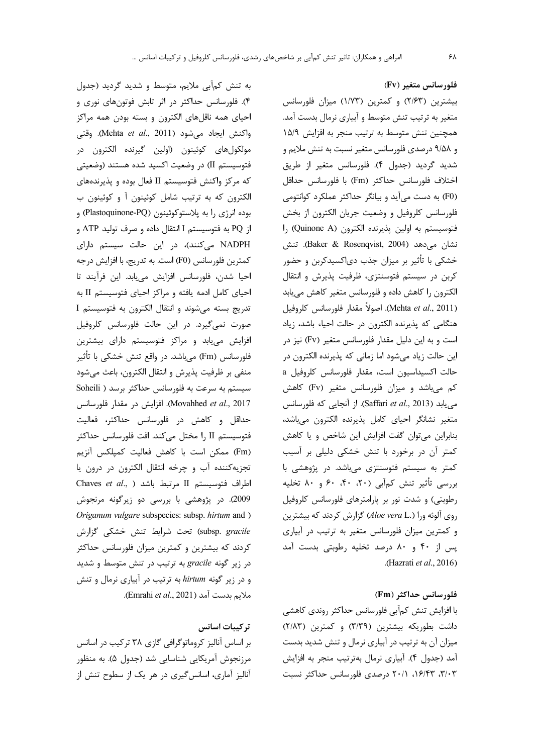### فلورسانس متغیر (Fv)

بیشترین (۲/۶۳) و کمترین (۱/۷۳) میزان فلورسانس متغیر به ترتیب تنش متوسط و آبیاری نرمال بدست آمد. همچنین تنش متوسط به ترتیب منجر به افزایش ۱۵/۹ و ۹/۵۸ درصدی فلورسانس متغیر نسبت به تنش ملایم و شدید گردید (جدول ۴). فلورسانس متغیر از طریق اختلاف فلورسانس حداکثر (Fm) با فلورسانس حداقل (F0) به دست می‌آید و بیانگر حداکثر عملکرد کوانتومی فلورسانس کلروفیل و وضعیت جریان الکترون از بخش فتوسیستم به اولین پذیرنده الکترون (Quinone A) را نشان می‌دهد (Baker & Rosenqvist, 2004). تنش خشکی با تأثیر بر میزان جذب دی‌اکسیدکربن و حضور کربن در سیستم فتوسنتزی، ظرفیت پذیرش و انتقال الکترون را کاهش داده و فلورسانس متغیر کاهش می‌یابد (Mehta *et al*., 2011). اصولاً مقدار فلورسانس کلروفیل هنگامی که پذیرنده الکترون در حالت احیاء باشد، زیاد است و به این دلیل مقدار فلورسانس متغیر (Fv) نیز در این حالت زیاد می‌شود اما زمانی که پذیرنده الکترون در حالت اکسیداسیون است، مقدار فلورسانس کلروفیل a کم می‌باشد و میزان فلورسانس متغیر (Fv) کاهش می‌یابد (Saffari *et al*., 2013). از آنجایی که فلورسانس متغیر نشانگر احیای کامل پذیرنده الکترون می‌باشد، بنابراین می‌توان گفت افزایش این شاخص و یا کاهش کمتر آن در برخورد با تنش خشکی دلیلی بر آسیب کمتر به سیستم فتوسنتزی می‌باشد. در پژوهشی با بررسی تأثیر تنش کم‌آبی (۲۰، ۴۰، ۶۰ و ۸۰ تخلیه رطوبتی) و شدت نور بر پارامترهای فلورسانس کلروفیل روی آلوئه ورا (*Aloe vera* L.) گزارش کردند که بیشترین و کمترین میزان فلورسانس متغیر به ترتیب در آبیاری پس از ۴۰ و ۸۰ درصد تخلیه رطوبتی بدست آمد (Hazrati *et al*., 2016).

### فلورسانس حداکثر (Fm)

با افزایش تنش کم‌آبی فلورسانس حداکثر روندی کاهشی داشت بطوریکه بیشترین (۳/۳۹) و کمترین (۲/۸۳) میزان آن به ترتیب در آبیاری نرمال و تنش شدید بدست آمد (جدول ۴). آبیاری نرمال به‌ترتیب منجر به افزایش ۳/۰۳، ۱۶/۴۳، ۲۰/۱ درصدی فلورسانس حداکثر نسبت به تنش کم‌آبی ملایم، متوسط و شدید گردید (جدول ۴). فلورسانس حداکثر در اثر تابش فوتون‌های نوری و احیای همه ناقل‌های الکترون و بسته بودن همه مراکز واکنش ایجاد می‌شود (Mehta *et al*., 2011). وقتی مولکول‌های کوئینون (اولین گیرنده الکترون در فتوسیستم II) در وضعیت اکسید شده هستند (وضعیتی که مرکز واکنش فتوسیستم II فعال بوده و پذیرنده‌های الکترون که به ترتیب شامل کوئینون آ و کوئینون ب بوده انرژی را به پلاستوکوئینون (Plastoquinone-PQ) و از PQ به فتوسیستم I انتقال داده و صرف تولید ATP و NADPH می‌کنند)، در این حالت سیستم دارای کمترین فلورسانس (F0) است. به تدریج، با افزایش درجه احیا شدن، فلورسانس افزایش می‌یابد. این فرآیند تا احیای کامل ادمه یافته و مراکز احیای فتوسیستم II به تدریج بسته می‌شوند و انتقال الکترون به فتوسیستم I صورت نمی‌گیرد. در این حالت فلورسانس کلروفیل افزایش می‌یابد و مراکز فتوسیستم دارای بیشترین فلورسانس (Fm) می‌باشد. در واقع تنش خشکی با تأثیر منفی بر ظرفیت پذیرش و انتقال الکترون، باعث می‌شود سیستم به سرعت به فلورسانس حداکثر برسد (Soheili Movahhed *et al*., 2017). افزایش در مقدار فلورسانس حداقل و کاهش در فلورسانس حداکثر، فعالیت فتوسیستم II را مختل می‌کند. افت فلورسانس حداکثر (Fm) ممکن است با کاهش فعالیت کمپلکس آنزیم تجزیه‌کننده آب و چرخه انتقال الکترون در درون یا اطراف فتوسیستم II مرتبط باشد (Chaves *et al*., 2009). در پژوهشی با بررسی دو زیرگونه مرزنجوش (*Origanum vulgare* subspecies: subsp. *hirtum* and subsp. *gracile*) تحت شرایط تنش خشکی گزارش کردند که بیشترین و کمترین میزان فلورسانس حداکثر در زیر گونه *gracile* به ترتیب در تنش متوسط و شدید و در زیر گونه *hirtum* به ترتیب در آبیاری نرمال و تنش ملایم بدست آمد (Emrahi *et al*., 2021).

### ترکیبات اسانس

بر اساس آنالیز کروماتوگرافی گازی ۳۸ ترکیب در اسانس مرزنجوش آمریکایی شناسایی شد (جدول ۵). به منظور آنالیز آماری، اسانس‌گیری در هر یک از سطوح تنش از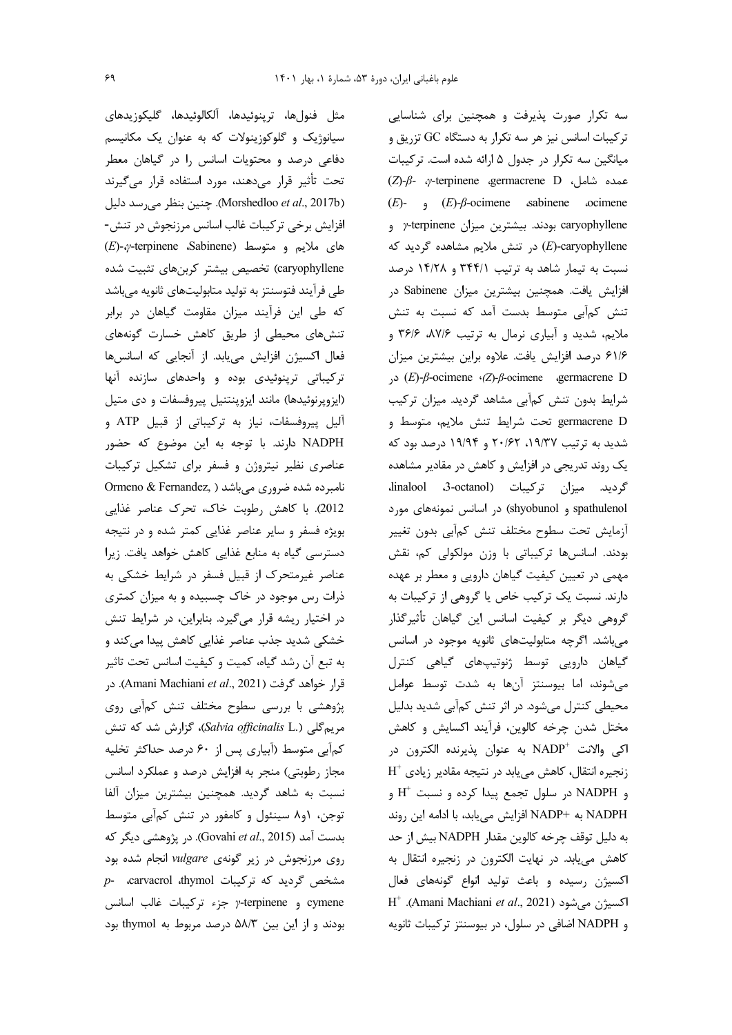سه تکرار صورت پذیرفت و همچنین برای شناسایی ترکیبات اسانس نیز هر سه تکرار به دستگاه GC تزریق و میانگین سه تکرار در جدول ۵ ارائه شده است. ترکیبات عمده شامل، germacrene D، γ-terpinene، (Z)-β-ocimene، sabinene، (E)-β-ocimene و (E)-caryophyllene بودند. بیشترین میزان γ-terpinene و (E)-caryophyllene در تنش ملایم مشاهده گردید که نسبت به تیمار شاهد به ترتیب ۳۴۴/۱ و ۱۴/۲۸ درصد افزایش یافت. همچنین بیشترین میزان Sabinene در تنش کم‌آبی متوسط بدست آمد که نسبت به تنش ملایم، شدید و آبیاری نرمال به ترتیب ۸۷/۶، ۳۶/۶ و ۶۱/۶ درصد افزایش یافت. علاوه براین بیشترین میزان germacrene D، (Z)-β-ocimene، (E)-β-ocimene در شرایط بدون تنش کم‌آبی مشاهد گردید. میزان ترکیب germacrene D تحت شرایط تنش ملایم، متوسط و شدید به ترتیب ۱۹/۳۷، ۲۰/۶۲ و ۱۹/۹۴ درصد بود که یک روند تدریجی در افزایش و کاهش در مقادیر مشاهده گردید. میزان ترکیبات (3-octanol، linalool، spathulenol و shyobunol) در اسانس نمونه‌های مورد آزمایش تحت سطوح مختلف تنش کم‌آبی بدون تغییر بودند. اسانس‌ها ترکیباتی با وزن مولکولی کم، نقش مهمی در تعیین کیفیت گیاهان دارویی و معطر بر عهده دارند. نسبت یک ترکیب خاص یا گروهی از ترکیبات به گروهی دیگر بر کیفیت اسانس این گیاهان تأثیرگذار می‌باشد. اگرچه متابولیت‌های ثانویه موجود در اسانس گیاهان دارویی توسط ژنوتیپ‌های گیاهی کنترل می‌شوند، اما بیوسنتز آن‌ها به شدت توسط عوامل محیطی کنترل می‌شود. در اثر تنش کم‌آبی شدید بدلیل مختل شدن چرخه کالوین، فرآیند اکسایش و کاهش اکی والانت $NADP^+$ به عنوان پذیرنده الکترون در زنجیره انتقال، کاهش می‌یابد در نتیجه مقادیر زیادی $H^+$ و NADPH در سلول تجمع پیدا کرده و نسبت $H^+$ و NADPH به $NADP^+$ افزایش می‌یابد، با ادامه این روند به دلیل توقف چرخه کالوین مقدار NADPH بیش از حد کاهش می‌یابد. در نهایت الکترون در زنجیره انتقال به اکسیژن رسیده و باعث تولید انواع گونه‌های فعال اکسیژن می‌شود (Amani Machiani *et al*., 2021). $H^+$ و NADPH اضافی در سلول، در بیوسنتز ترکیبات ثانویه مثل فنول‌ها، ترپنوئیدها، آلکالوئیدها، گلیکوزیدهای سیانوژیک و گلوکوزینولات که به عنوان یک مکانیسم دفاعی درصد و محتویات اسانس را در گیاهان معطر تحت تأثیر قرار می‌دهند، مورد استفاده قرار می‌گیرند (Morshedloo *et al*., 2017b). چنین بنظر می‌رسد دلیل افزایش برخی ترکیبات غالب اسانس مرزنجوش در تنش‌های ملایم و متوسط (Sabinene، γ-terpinene، (E)-caryophyllene) تخصیص بیشتر کربن‌های تثبیت شده طی فرآیند فتوسنتز به تولید متابولیت‌های ثانویه می‌باشد که طی این فرآیند میزان مقاومت گیاهان در برابر تنش‌های محیطی از طریق کاهش خسارت گونه‌های فعال اکسیژن افزایش می‌یابد. از آنجایی که اسانس‌ها ترکیباتی ترپنوئیدی بوده و واحدهای سازنده آنها (ایزوپرنوئیدها) مانند ایزوپنتنیل پیروفسفات و دی متیل آلیل پیروفسفات، نیاز به ترکیباتی از قبیل ATP و NADPH دارند. با توجه به این موضوع که حضور عناصری نظیر نیتروژن و فسفر برای تشکیل ترکیبات نامبرده شده ضروری می‌باشد (Ormeno & Fernandez, 2012). با کاهش رطوبت خاک، تحرک عناصر غذایی بویژه فسفر و سایر عناصر غذایی کمتر شده و در نتیجه دسترسی گیاه به منابع غذایی کاهش خواهد یافت. زیرا عناصر غیرمتحرک از قبیل فسفر در شرایط خشکی به ذرات رس موجود در خاک چسبیده و به میزان کمتری در اختیار ریشه قرار می‌گیرد. بنابراین، در شرایط تنش خشکی شدید جذب عناصر غذایی کاهش پیدا می‌کند و به تبع آن رشد گیاه، کمیت و کیفیت اسانس تحت تاثیر قرار خواهد گرفت (Amani Machiani *et al*., 2021). در پژوهشی با بررسی سطوح مختلف تنش کم‌آبی روی مریم‌گلی (*Salvia officinalis* L.)، گزارش شد که تنش کم‌آبی متوسط (آبیاری پس از ۶۰ درصد حداکثر تخلیه مجاز رطوبتی) منجر به افزایش درصد و عملکرد اسانس نسبت به شاهد گردید. همچنین بیشترین میزان آلفا توجن، ۱و۸ سینئول و کامفور در تنش کم‌آبی متوسط بدست آمد (Govahi *et al*., 2015). در پژوهشی دیگر که روی مرزنجوش در زیر گونه‌ی *vulgare* انجام شده بود مشخص گردید که ترکیبات thymol، carvacrol، p-cymene و γ-terpinene جزء ترکیبات غالب اسانس بودند و از این بین ۵۸/۳ درصد مربوط به thymol بود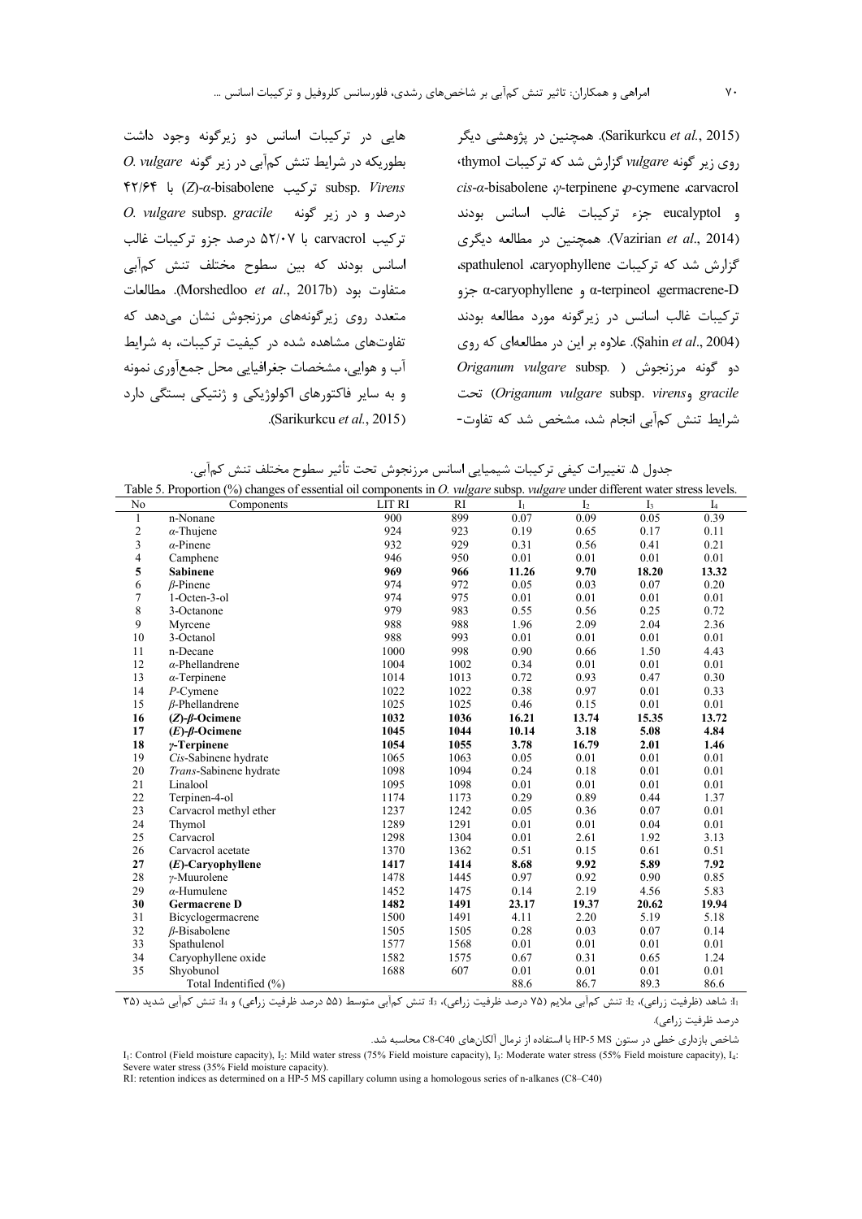(Sarikurkcu *et al*., 2015). همچنین در پژوهشی دیگر روی زیر گونه *vulgare* گزارش شد که ترکیبات thymol، *cis*-α-bisabolene ،γ-terpinene ،*p*-cymene ،carvacrol و eucalyptol جزء ترکیبات غالب اسانس بودند (Vazirian *et al*., 2014). همچنین در مطالعه دیگری گزارش شد که ترکیبات spathulenol ،caryophyllene، germacrene-D ،α-terpineol و α-caryophyllene جزو ترکیبات غالب اسانس در زیرگونه مورد مطالعه بودند (Şahin *et al*., 2004). علاوه بر این در مطالعه‌ای که روی دو گونه مرزنجوش (*Origanum vulgare* subsp. *gracile* و *Origanum vulgare* subsp. *virens*) تحت شرایط تنش کم‌آبی انجام شد، مشخص شد که تفاوت‌هایی در ترکیبات اسانس دو زیرگونه وجود داشت بطوریکه در شرایط تنش کم‌آبی در زیر گونه *O. vulgare* subsp. *Virens* ترکیب (*Z*)-α-bisabolene با ۴۲/۶۴ درصد و در زیر گونه *O. vulgare* subsp. *gracile* ترکیب carvacrol با ۵۲/۰۷ درصد جزو ترکیبات غالب اسانس بودند که بین سطوح مختلف تنش کم‌آبی متفاوت بود (Morshedloo *et al*., 2017b). مطالعات متعدد روی زیرگونه‌های مرزنجوش نشان می‌دهد که تفاوت‌های مشاهده شده در کیفیت ترکیبات، به شرایط آب و هوایی، مشخصات جغرافیایی محل جمع‌آوری نمونه و به سایر فاکتورهای اکولوژیکی و ژنتیکی بستگی دارد (Sarikurkcu *et al*., 2015).

جدول ۵. تغییرات کیفی ترکیبات شیمیایی اسانس مرزنجوش تحت تأثیر سطوح مختلف تنش کم‌آبی.

Table 5. Proportion (%) changes of essential oil components in *O. vulgare* subsp. *vulgare* under different water stress levels.

| No | Components | LIT RI | RI | $I_1$ | $I_2$ | $I_3$ | $I_4$ |
|---|---|---|---|---|---|---|---|
| 1 | n-Nonane | 900 | 899 | 0.07 | 0.09 | 0.05 | 0.39 |
| 2 | *α*-Thujene | 924 | 923 | 0.19 | 0.65 | 0.17 | 0.11 |
| 3 | *α*-Pinene | 932 | 929 | 0.31 | 0.56 | 0.41 | 0.21 |
| 4 | Camphene | 946 | 950 | 0.01 | 0.01 | 0.01 | 0.01 |
| **5** | **Sabinene** | **969** | **966** | **11.26** | **9.70** | **18.20** | **13.32** |
| 6 | *β*-Pinene | 974 | 972 | 0.05 | 0.03 | 0.07 | 0.20 |
| 7 | 1-Octen-3-ol | 974 | 975 | 0.01 | 0.01 | 0.01 | 0.01 |
| 8 | 3-Octanone | 979 | 983 | 0.55 | 0.56 | 0.25 | 0.72 |
| 9 | Myrcene | 988 | 988 | 1.96 | 2.09 | 2.04 | 2.36 |
| 10 | 3-Octanol | 988 | 993 | 0.01 | 0.01 | 0.01 | 0.01 |
| 11 | n-Decane | 1000 | 998 | 0.90 | 0.66 | 1.50 | 4.43 |
| 12 | *α*-Phellandrene | 1004 | 1002 | 0.34 | 0.01 | 0.01 | 0.01 |
| 13 | *α*-Terpinene | 1014 | 1013 | 0.72 | 0.93 | 0.47 | 0.30 |
| 14 | *P*-Cymene | 1022 | 1022 | 0.38 | 0.97 | 0.01 | 0.33 |
| 15 | *β*-Phellandrene | 1025 | 1025 | 0.46 | 0.15 | 0.01 | 0.01 |
| **16** | **(*Z*)-*β*-Ocimene** | **1032** | **1036** | **16.21** | **13.74** | **15.35** | **13.72** |
| **17** | **(*E*)-*β*-Ocimene** | **1045** | **1044** | **10.14** | **3.18** | **5.08** | **4.84** |
| **18** | ***γ*-Terpinene** | **1054** | **1055** | **3.78** | **16.79** | **2.01** | **1.46** |
| 19 | *Cis*-Sabinene hydrate | 1065 | 1063 | 0.05 | 0.01 | 0.01 | 0.01 |
| 20 | *Trans*-Sabinene hydrate | 1098 | 1094 | 0.24 | 0.18 | 0.01 | 0.01 |
| 21 | Linalool | 1095 | 1098 | 0.01 | 0.01 | 0.01 | 0.01 |
| 22 | Terpinen-4-ol | 1174 | 1173 | 0.29 | 0.89 | 0.44 | 1.37 |
| 23 | Carvacrol methyl ether | 1237 | 1242 | 0.05 | 0.36 | 0.07 | 0.01 |
| 24 | Thymol | 1289 | 1291 | 0.01 | 0.01 | 0.04 | 0.01 |
| 25 | Carvacrol | 1298 | 1304 | 0.01 | 2.61 | 1.92 | 3.13 |
| 26 | Carvacrol acetate | 1370 | 1362 | 0.51 | 0.15 | 0.61 | 0.51 |
| **27** | **(*E*)-Caryophyllene** | **1417** | **1414** | **8.68** | **9.92** | **5.89** | **7.92** |
| 28 | *γ*-Muurolene | 1478 | 1445 | 0.97 | 0.92 | 0.90 | 0.85 |
| 29 | *α*-Humulene | 1452 | 1475 | 0.14 | 2.19 | 4.56 | 5.83 |
| **30** | **Germacrene D** | **1482** | **1491** | **23.17** | **19.37** | **20.62** | **19.94** |
| 31 | Bicyclogermacrene | 1500 | 1491 | 4.11 | 2.20 | 5.19 | 5.18 |
| 32 | *β*-Bisabolene | 1505 | 1505 | 0.28 | 0.03 | 0.07 | 0.14 |
| 33 | Spathulenol | 1577 | 1568 | 0.01 | 0.01 | 0.01 | 0.01 |
| 34 | Caryophyllene oxide | 1582 | 1575 | 0.67 | 0.31 | 0.65 | 1.24 |
| 35 | Shyobunol | 1688 | 607 | 0.01 | 0.01 | 0.01 | 0.01 |
| | Total Indentified (%) | | | 88.6 | 86.7 | 89.3 | 86.6 |

$I_1$: شاهد (ظرفیت زراعی)، $I_2$: تنش کم‌آبی ملایم (۷۵ درصد ظرفیت زراعی)، $I_3$: تنش کم‌آبی متوسط (۵۵ درصد ظرفیت زراعی) و $I_4$: تنش کم‌آبی شدید (۳۵ درصد ظرفیت زراعی).

شاخص بازداری خطی در ستون HP-5 MS با استفاده از نرمال آلکان‌های C8-C40 محاسبه شد.

$I_1$: Control (Field moisture capacity), $I_2$: Mild water stress (75% Field moisture capacity), $I_3$: Moderate water stress (55% Field moisture capacity), $I_4$: Severe water stress (35% Field moisture capacity).

RI: retention indices as determined on a HP-5 MS capillary column using a homologous series of n-alkanes (C8–C40)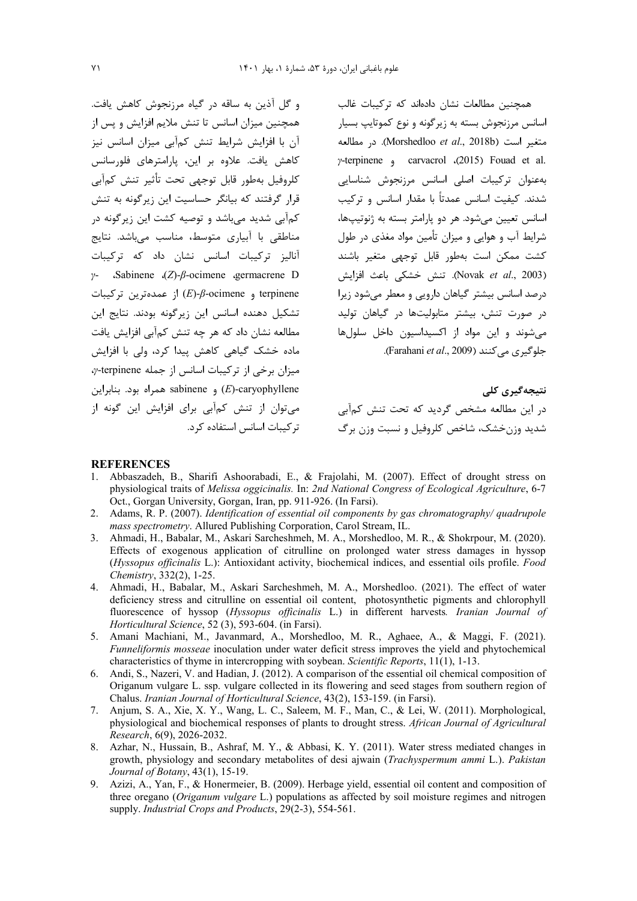همچنین مطالعات نشان داده‌اند که ترکیبات غالب اسانس مرزنجوش بسته به زیرگونه و نوع کموتایپ بسیار متغیر است (Morshedloo *et al*., 2018b). در مطالعه Fouad et al. (2015)، carvacrol و γ-terpinene به‌عنوان ترکیبات اصلی اسانس مرزنجوش شناسایی شدند. کیفیت اسانس عمدتاً با مقدار اسانس و ترکیب اسانس تعیین می‌شود. هر دو پارامتر بسته به ژنوتیپ‌ها، شرایط آب و هوایی و میزان تأمین مواد مغذی در طول کشت ممکن است به‌طور قابل توجهی متغیر باشند (Novak *et al*., 2003). تنش خشکی باعث افزایش درصد اسانس بیشتر گیاهان دارویی و معطر می‌شود زیرا در صورت تنش، بیشتر متابولیت‌ها در گیاهان تولید می‌شوند و این مواد از اکسیداسیون داخل سلول‌ها جلوگیری می‌کنند (Farahani *et al*., 2009).

## نتیجه‌گیری کلی

در این مطالعه مشخص گردید که تحت تنش کم‌آبی شدید وزن‌خشک، شاخص کلروفیل و نسبت وزن برگ و گل آذین به ساقه در گیاه مرزنجوش کاهش یافت. همچنین میزان اسانس تا تنش ملایم افزایش و پس از آن با افزایش شرایط تنش کم‌آبی میزان اسانس نیز کاهش یافت. علاوه بر این، پارامترهای فلورسانس کلروفیل به‌طور قابل توجهی تحت تأثیر تنش کم‌آبی قرار گرفتند که بیانگر حساسیت این زیرگونه به تنش کم‌آبی شدید می‌باشد و توصیه کشت این زیرگونه در مناطقی با آبیاری متوسط، مناسب می‌باشد. نتایج آنالیز ترکیبات اسانس نشان داد که ترکیبات germacrene D، (*Z*)-*β*-ocimene، Sabinene، γ-terpinene و (*E*)-*β*-ocimene از عمده‌ترین ترکیبات تشکیل دهنده اسانس این زیرگونه بودند. نتایج این مطالعه نشان داد که هر چه تنش کم‌آبی افزایش یافت ماده خشک گیاهی کاهش پیدا کرد، ولی با افزایش میزان برخی از ترکیبات اسانس از جمله γ-terpinene، (*E*)-caryophyllene و sabinene همراه بود. بنابراین می‌توان از تنش کم‌آبی برای افزایش این گونه از ترکیبات اسانس استفاده کرد.

## REFERENCES

1. Abbaszadeh, B., Sharifi Ashoorabadi, E., & Frajolahi, M. (2007). Effect of drought stress on physiological traits of *Melissa oggicinalis.* In: *2nd National Congress of Ecological Agriculture*, 6-7 Oct., Gorgan University, Gorgan, Iran, pp. 911-926. (In Farsi).
2. Adams, R. P. (2007). *Identification of essential oil components by gas chromatography/ quadrupole mass spectrometry*. Allured Publishing Corporation, Carol Stream, IL.
3. Ahmadi, H., Babalar, M., Askari Sarcheshmeh, M. A., Morshedloo, M. R., & Shokrpour, M. (2020). Effects of exogenous application of citrulline on prolonged water stress damages in hyssop (*Hyssopus officinalis* L.): Antioxidant activity, biochemical indices, and essential oils profile. *Food Chemistry*, 332(2), 1-25.
4. Ahmadi, H., Babalar, M., Askari Sarcheshmeh, M. A., Morshedloo. (2021). The effect of water deficiency stress and citrulline on essential oil content, photosynthetic pigments and chlorophyll fluorescence of hyssop (*Hyssopus officinalis* L.) in different harvests*. Iranian Journal of Horticultural Science*, 52 (3), 593-604. (in Farsi).
5. Amani Machiani, M., Javanmard, A., Morshedloo, M. R., Aghaee, A., & Maggi, F. (2021). *Funneliformis mosseae* inoculation under water deficit stress improves the yield and phytochemical characteristics of thyme in intercropping with soybean. *Scientific Reports*, 11(1), 1-13.
6. Andi, S., Nazeri, V. and Hadian, J. (2012). A comparison of the essential oil chemical composition of Origanum vulgare L. ssp. vulgare collected in its flowering and seed stages from southern region of Chalus. *Iranian Journal of Horticultural Science*, 43(2), 153-159. (in Farsi).
7. Anjum, S. A., Xie, X. Y., Wang, L. C., Saleem, M. F., Man, C., & Lei, W. (2011). Morphological, physiological and biochemical responses of plants to drought stress. *African Journal of Agricultural Research*, 6(9), 2026-2032.
8. Azhar, N., Hussain, B., Ashraf, M. Y., & Abbasi, K. Y. (2011). Water stress mediated changes in growth, physiology and secondary metabolites of desi ajwain (*Trachyspermum ammi* L.). *Pakistan Journal of Botany*, 43(1), 15-19.
9. Azizi, A., Yan, F., & Honermeier, B. (2009). Herbage yield, essential oil content and composition of three oregano (*Origanum vulgare* L.) populations as affected by soil moisture regimes and nitrogen supply. *Industrial Crops and Products*, 29(2-3), 554-561.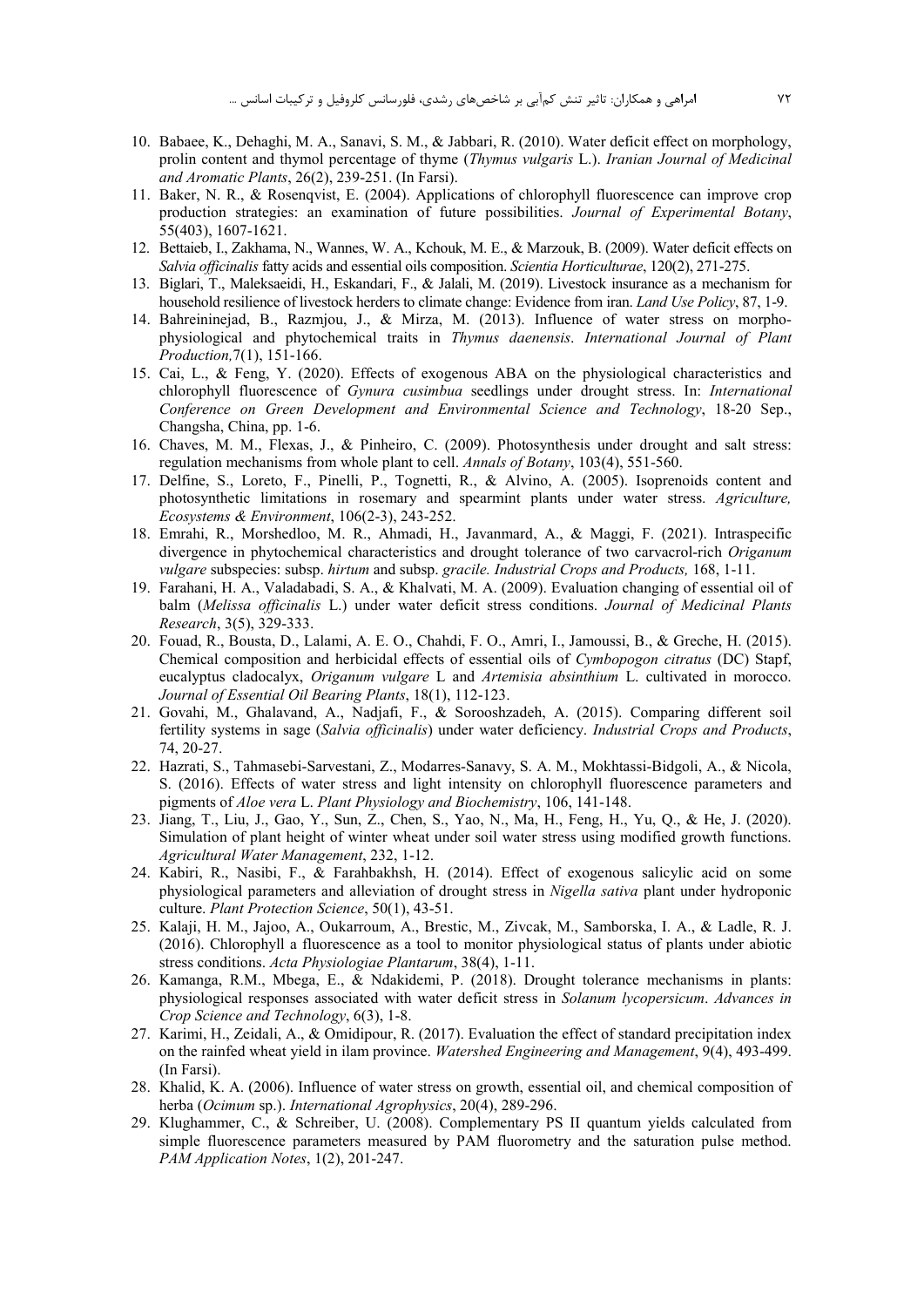10. Babaee, K., Dehaghi, M. A., Sanavi, S. M., & Jabbari, R. (2010). Water deficit effect on morphology, prolin content and thymol percentage of thyme (*Thymus vulgaris* L.). *Iranian Journal of Medicinal and Aromatic Plants*, 26(2), 239-251. (In Farsi).
11. Baker, N. R., & Rosenqvist, E. (2004). Applications of chlorophyll fluorescence can improve crop production strategies: an examination of future possibilities. *Journal of Experimental Botany*, 55(403), 1607-1621.
12. Bettaieb, I., Zakhama, N., Wannes, W. A., Kchouk, M. E., & Marzouk, B. (2009). Water deficit effects on *Salvia officinalis* fatty acids and essential oils composition. *Scientia Horticulturae*, 120(2), 271-275.
13. Biglari, T., Maleksaeidi, H., Eskandari, F., & Jalali, M. (2019). Livestock insurance as a mechanism for household resilience of livestock herders to climate change: Evidence from iran. *Land Use Policy*, 87, 1-9.
14. Bahreininejad, B., Razmjou, J., & Mirza, M. (2013). Influence of water stress on morpho-physiological and phytochemical traits in *Thymus daenensis*. *International Journal of Plant Production,*7(1), 151-166.
15. Cai, L., & Feng, Y. (2020). Effects of exogenous ABA on the physiological characteristics and chlorophyll fluorescence of *Gynura cusimbua* seedlings under drought stress. In: *International Conference on Green Development and Environmental Science and Technology*, 18-20 Sep., Changsha, China, pp. 1-6.
16. Chaves, M. M., Flexas, J., & Pinheiro, C. (2009). Photosynthesis under drought and salt stress: regulation mechanisms from whole plant to cell. *Annals of Botany*, 103(4), 551-560.
17. Delfine, S., Loreto, F., Pinelli, P., Tognetti, R., & Alvino, A. (2005). Isoprenoids content and photosynthetic limitations in rosemary and spearmint plants under water stress. *Agriculture, Ecosystems & Environment*, 106(2-3), 243-252.
18. Emrahi, R., Morshedloo, M. R., Ahmadi, H., Javanmard, A., & Maggi, F. (2021). Intraspecific divergence in phytochemical characteristics and drought tolerance of two carvacrol-rich *Origanum vulgare* subspecies: subsp. *hirtum* and subsp. *gracile*. *Industrial Crops and Products,* 168, 1-11.
19. Farahani, H. A., Valadabadi, S. A., & Khalvati, M. A. (2009). Evaluation changing of essential oil of balm (*Melissa officinalis* L.) under water deficit stress conditions. *Journal of Medicinal Plants Research*, 3(5), 329-333.
20. Fouad, R., Bousta, D., Lalami, A. E. O., Chahdi, F. O., Amri, I., Jamoussi, B., & Greche, H. (2015). Chemical composition and herbicidal effects of essential oils of *Cymbopogon citratus* (DC) Stapf, eucalyptus cladocalyx, *Origanum vulgare* L and *Artemisia absinthium* L. cultivated in morocco. *Journal of Essential Oil Bearing Plants*, 18(1), 112-123.
21. Govahi, M., Ghalavand, A., Nadjafi, F., & Sorooshzadeh, A. (2015). Comparing different soil fertility systems in sage (*Salvia officinalis*) under water deficiency. *Industrial Crops and Products*, 74, 20-27.
22. Hazrati, S., Tahmasebi-Sarvestani, Z., Modarres-Sanavy, S. A. M., Mokhtassi-Bidgoli, A., & Nicola, S. (2016). Effects of water stress and light intensity on chlorophyll fluorescence parameters and pigments of *Aloe vera* L. *Plant Physiology and Biochemistry*, 106, 141-148.
23. Jiang, T., Liu, J., Gao, Y., Sun, Z., Chen, S., Yao, N., Ma, H., Feng, H., Yu, Q., & He, J. (2020). Simulation of plant height of winter wheat under soil water stress using modified growth functions. *Agricultural Water Management*, 232, 1-12.
24. Kabiri, R., Nasibi, F., & Farahbakhsh, H. (2014). Effect of exogenous salicylic acid on some physiological parameters and alleviation of drought stress in *Nigella sativa* plant under hydroponic culture. *Plant Protection Science*, 50(1), 43-51.
25. Kalaji, H. M., Jajoo, A., Oukarroum, A., Brestic, M., Zivcak, M., Samborska, I. A., & Ladle, R. J. (2016). Chlorophyll a fluorescence as a tool to monitor physiological status of plants under abiotic stress conditions. *Acta Physiologiae Plantarum*, 38(4), 1-11.
26. Kamanga, R.M., Mbega, E., & Ndakidemi, P. (2018). Drought tolerance mechanisms in plants: physiological responses associated with water deficit stress in *Solanum lycopersicum*. *Advances in Crop Science and Technology*, 6(3), 1-8.
27. Karimi, H., Zeidali, A., & Omidipour, R. (2017). Evaluation the effect of standard precipitation index on the rainfed wheat yield in ilam province. *Watershed Engineering and Management*, 9(4), 493-499. (In Farsi).
28. Khalid, K. A. (2006). Influence of water stress on growth, essential oil, and chemical composition of herba (*Ocimum* sp.). *International Agrophysics*, 20(4), 289-296.
29. Klughammer, C., & Schreiber, U. (2008). Complementary PS II quantum yields calculated from simple fluorescence parameters measured by PAM fluorometry and the saturation pulse method. *PAM Application Notes*, 1(2), 201-247.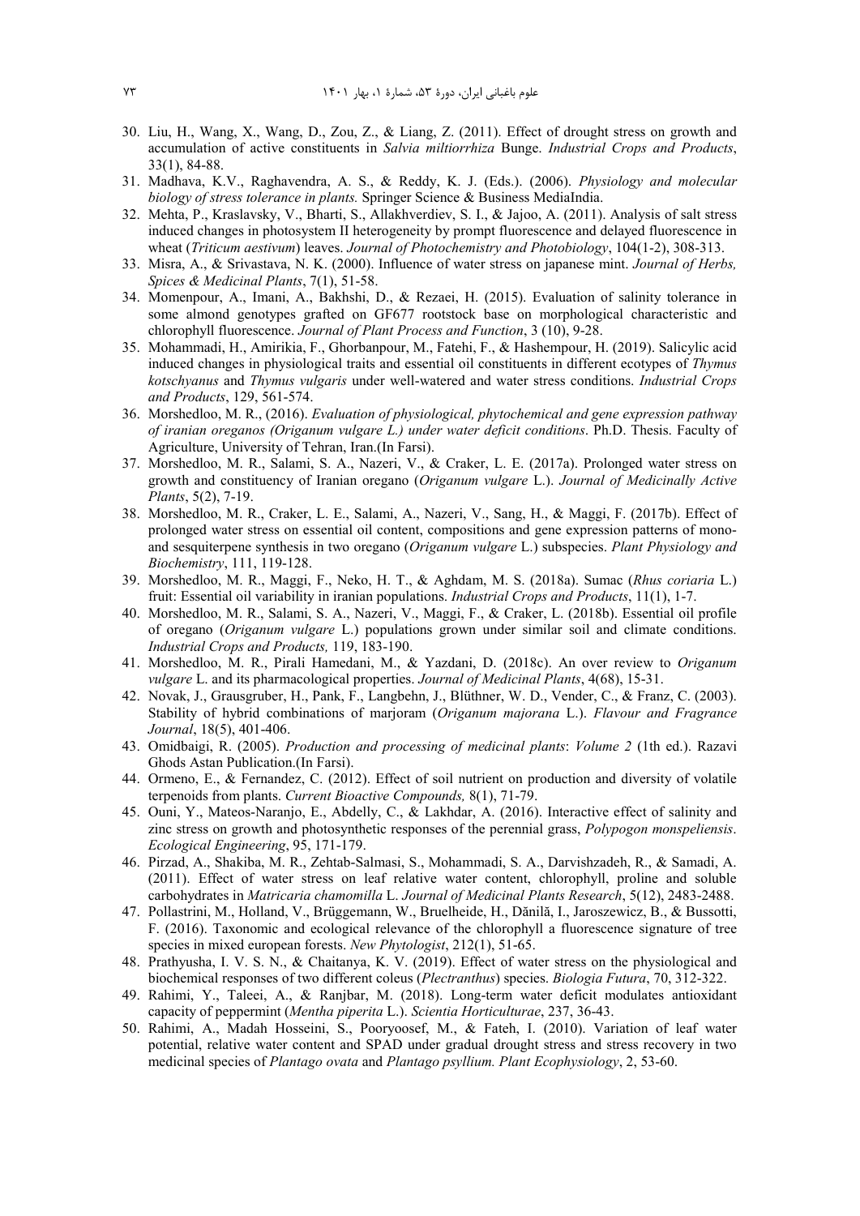30. Liu, H., Wang, X., Wang, D., Zou, Z., & Liang, Z. (2011). Effect of drought stress on growth and accumulation of active constituents in *Salvia miltiorrhiza* Bunge. *Industrial Crops and Products*, 33(1), 84-88.
31. Madhava, K.V., Raghavendra, A. S., & Reddy, K. J. (Eds.). (2006). *Physiology and molecular biology of stress tolerance in plants.* Springer Science & Business MediaIndia.
32. Mehta, P., Kraslavsky, V., Bharti, S., Allakhverdiev, S. I., & Jajoo, A. (2011). Analysis of salt stress induced changes in photosystem II heterogeneity by prompt fluorescence and delayed fluorescence in wheat (*Triticum aestivum*) leaves. *Journal of Photochemistry and Photobiology*, 104(1-2), 308-313.
33. Misra, A., & Srivastava, N. K. (2000). Influence of water stress on japanese mint. *Journal of Herbs, Spices & Medicinal Plants*, 7(1), 51-58.
34. Momenpour, A., Imani, A., Bakhshi, D., & Rezaei, H. (2015). Evaluation of salinity tolerance in some almond genotypes grafted on GF677 rootstock base on morphological characteristic and chlorophyll fluorescence. *Journal of Plant Process and Function*, 3 (10), 9-28.
35. Mohammadi, H., Amirikia, F., Ghorbanpour, M., Fatehi, F., & Hashempour, H. (2019). Salicylic acid induced changes in physiological traits and essential oil constituents in different ecotypes of *Thymus kotschyanus* and *Thymus vulgaris* under well-watered and water stress conditions. *Industrial Crops and Products*, 129, 561-574.
36. Morshedloo, M. R., (2016). *Evaluation of physiological, phytochemical and gene expression pathway of iranian oreganos (Origanum vulgare L.) under water deficit conditions*. Ph.D. Thesis. Faculty of Agriculture, University of Tehran, Iran.(In Farsi).
37. Morshedloo, M. R., Salami, S. A., Nazeri, V., & Craker, L. E. (2017a). Prolonged water stress on growth and constituency of Iranian oregano (*Origanum vulgare* L.). *Journal of Medicinally Active Plants*, 5(2), 7-19.
38. Morshedloo, M. R., Craker, L. E., Salami, A., Nazeri, V., Sang, H., & Maggi, F. (2017b). Effect of prolonged water stress on essential oil content, compositions and gene expression patterns of mono- and sesquiterpene synthesis in two oregano (*Origanum vulgare* L.) subspecies. *Plant Physiology and Biochemistry*, 111, 119-128.
39. Morshedloo, M. R., Maggi, F., Neko, H. T., & Aghdam, M. S. (2018a). Sumac (*Rhus coriaria* L.) fruit: Essential oil variability in iranian populations. *Industrial Crops and Products*, 11(1), 1-7.
40. Morshedloo, M. R., Salami, S. A., Nazeri, V., Maggi, F., & Craker, L. (2018b). Essential oil profile of oregano (*Origanum vulgare* L.) populations grown under similar soil and climate conditions. *Industrial Crops and Products,* 119, 183-190.
41. Morshedloo, M. R., Pirali Hamedani, M., & Yazdani, D. (2018c). An over review to *Origanum vulgare* L. and its pharmacological properties. *Journal of Medicinal Plants*, 4(68), 15-31.
42. Novak, J., Grausgruber, H., Pank, F., Langbehn, J., Blüthner, W. D., Vender, C., & Franz, C. (2003). Stability of hybrid combinations of marjoram (*Origanum majorana* L.). *Flavour and Fragrance Journal*, 18(5), 401-406.
43. Omidbaigi, R. (2005). *Production and processing of medicinal plants*: *Volume 2* (1th ed.). Razavi Ghods Astan Publication.(In Farsi).
44. Ormeno, E., & Fernandez, C. (2012). Effect of soil nutrient on production and diversity of volatile terpenoids from plants. *Current Bioactive Compounds,* 8(1), 71-79.
45. Ouni, Y., Mateos-Naranjo, E., Abdelly, C., & Lakhdar, A. (2016). Interactive effect of salinity and zinc stress on growth and photosynthetic responses of the perennial grass, *Polypogon monspeliensis*. *Ecological Engineering*, 95, 171-179.
46. Pirzad, A., Shakiba, M. R., Zehtab-Salmasi, S., Mohammadi, S. A., Darvishzadeh, R., & Samadi, A. (2011). Effect of water stress on leaf relative water content, chlorophyll, proline and soluble carbohydrates in *Matricaria chamomilla* L. *Journal of Medicinal Plants Research*, 5(12), 2483-2488.
47. Pollastrini, M., Holland, V., Brüggemann, W., Bruelheide, H., Dănilă, I., Jaroszewicz, B., & Bussotti, F. (2016). Taxonomic and ecological relevance of the chlorophyll a fluorescence signature of tree species in mixed european forests. *New Phytologist*, 212(1), 51-65.
48. Prathyusha, I. V. S. N., & Chaitanya, K. V. (2019). Effect of water stress on the physiological and biochemical responses of two different coleus (*Plectranthus*) species. *Biologia Futura*, 70, 312-322.
49. Rahimi, Y., Taleei, A., & Ranjbar, M. (2018). Long-term water deficit modulates antioxidant capacity of peppermint (*Mentha piperita* L.). *Scientia Horticulturae*, 237, 36-43.
50. Rahimi, A., Madah Hosseini, S., Pooryoosef, M., & Fateh, I. (2010). Variation of leaf water potential, relative water content and SPAD under gradual drought stress and stress recovery in two medicinal species of *Plantago ovata* and *Plantago psyllium. Plant Ecophysiology*, 2, 53-60.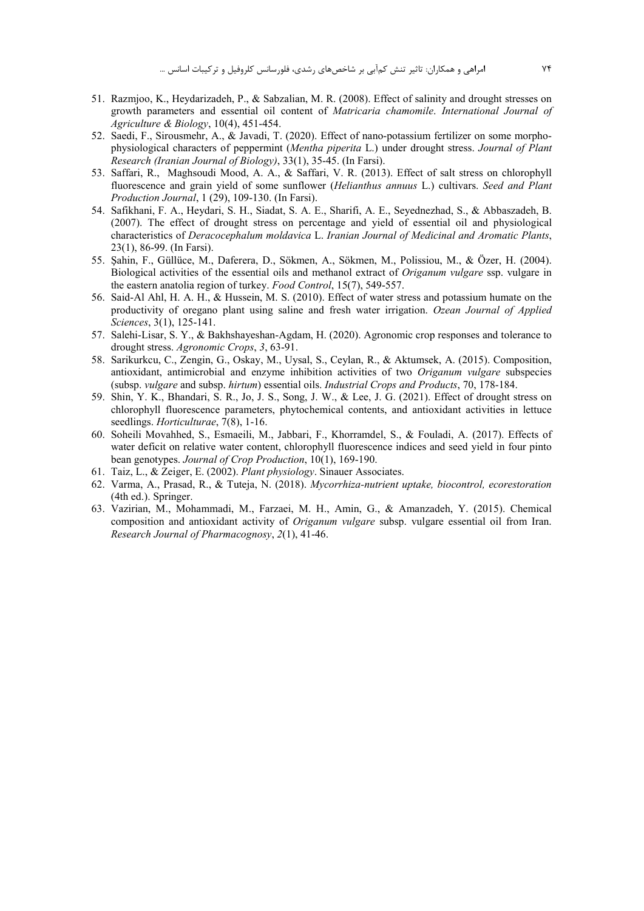51. Razmjoo, K., Heydarizadeh, P., & Sabzalian, M. R. (2008). Effect of salinity and drought stresses on growth parameters and essential oil content of *Matricaria chamomile*. *International Journal of Agriculture & Biology*, 10(4), 451-454.
52. Saedi, F., Sirousmehr, A., & Javadi, T. (2020). Effect of nano-potassium fertilizer on some morpho-physiological characters of peppermint (*Mentha piperita* L.) under drought stress. *Journal of Plant Research (Iranian Journal of Biology)*, 33(1), 35-45. (In Farsi).
53. Saffari, R., Maghsoudi Mood, A. A., & Saffari, V. R. (2013). Effect of salt stress on chlorophyll fluorescence and grain yield of some sunflower (*Helianthus annuus* L.) cultivars. *Seed and Plant Production Journal*, 1 (29), 109-130. (In Farsi).
54. Safikhani, F. A., Heydari, S. H., Siadat, S. A. E., Sharifi, A. E., Seyednezhad, S., & Abbaszadeh, B. (2007). The effect of drought stress on percentage and yield of essential oil and physiological characteristics of *Deracocephalum moldavica* L. *Iranian Journal of Medicinal and Aromatic Plants*, 23(1), 86-99. (In Farsi).
55. Şahin, F., Güllüce, M., Daferera, D., Sökmen, A., Sökmen, M., Polissiou, M., & Özer, H. (2004). Biological activities of the essential oils and methanol extract of *Origanum vulgare* ssp. vulgare in the eastern anatolia region of turkey. *Food Control*, 15(7), 549-557.
56. Said-Al Ahl, H. A. H., & Hussein, M. S. (2010). Effect of water stress and potassium humate on the productivity of oregano plant using saline and fresh water irrigation. *Ozean Journal of Applied Sciences*, 3(1), 125-141.
57. Salehi-Lisar, S. Y., & Bakhshayeshan-Agdam, H. (2020). Agronomic crop responses and tolerance to drought stress. *Agronomic Crops*, *3*, 63-91.
58. Sarikurkcu, C., Zengin, G., Oskay, M., Uysal, S., Ceylan, R., & Aktumsek, A. (2015). Composition, antioxidant, antimicrobial and enzyme inhibition activities of two *Origanum vulgare* subspecies (subsp. *vulgare* and subsp. *hirtum*) essential oils. *Industrial Crops and Products*, 70, 178-184.
59. Shin, Y. K., Bhandari, S. R., Jo, J. S., Song, J. W., & Lee, J. G. (2021). Effect of drought stress on chlorophyll fluorescence parameters, phytochemical contents, and antioxidant activities in lettuce seedlings. *Horticulturae*, 7(8), 1-16.
60. Soheili Movahhed, S., Esmaeili, M., Jabbari, F., Khorramdel, S., & Fouladi, A. (2017). Effects of water deficit on relative water content, chlorophyll fluorescence indices and seed yield in four pinto bean genotypes. *Journal of Crop Production*, 10(1), 169-190.
61. Taiz, L., & Zeiger, E. (2002). *Plant physiology*. Sinauer Associates.
62. Varma, A., Prasad, R., & Tuteja, N. (2018). *Mycorrhiza-nutrient uptake, biocontrol, ecorestoration* (4th ed.). Springer.
63. Vazirian, M., Mohammadi, M., Farzaei, M. H., Amin, G., & Amanzadeh, Y. (2015). Chemical composition and antioxidant activity of *Origanum vulgare* subsp. vulgare essential oil from Iran. *Research Journal of Pharmacognosy*, *2*(1), 41-46.